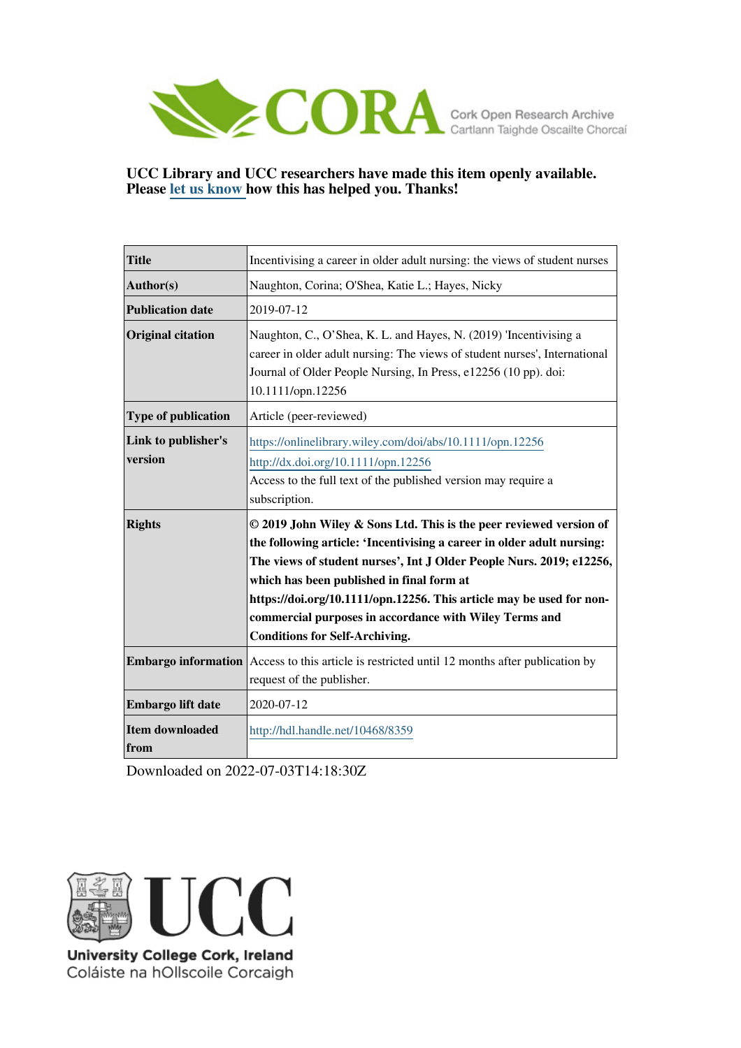CORA Cork Open Research Archive
Cartlann Taighde Oscailte Chorcaí

**UCC Library and UCC researchers have made this item openly available. Please let us know how this has helped you. Thanks!**

| **Title** | Incentivising a career in older adult nursing: the views of student nurses |
|---|---|
| **Author(s)** | Naughton, Corina; O'Shea, Katie L.; Hayes, Nicky |
| **Publication date** | 2019-07-12 |
| **Original citation** | Naughton, C., O'Shea, K. L. and Hayes, N. (2019) 'Incentivising a career in older adult nursing: The views of student nurses', International Journal of Older People Nursing, In Press, e12256 (10 pp). doi: 10.1111/opn.12256 |
| **Type of publication** | Article (peer-reviewed) |
| **Link to publisher's version** | https://onlinelibrary.wiley.com/doi/abs/10.1111/opn.12256 http://dx.doi.org/10.1111/opn.12256 Access to the full text of the published version may require a subscription. |
| **Rights** | **© 2019 John Wiley & Sons Ltd. This is the peer reviewed version of the following article: 'Incentivising a career in older adult nursing: The views of student nurses', Int J Older People Nurs. 2019; e12256, which has been published in final form at https://doi.org/10.1111/opn.12256. This article may be used for non-commercial purposes in accordance with Wiley Terms and Conditions for Self-Archiving.** |
| **Embargo information** | Access to this article is restricted until 12 months after publication by request of the publisher. |
| **Embargo lift date** | 2020-07-12 |
| **Item downloaded from** | http://hdl.handle.net/10468/8359 |

Downloaded on 2022-07-03T14:18:30Z

UCC
University College Cork, Ireland
Coláiste na hOllscoile Corcaigh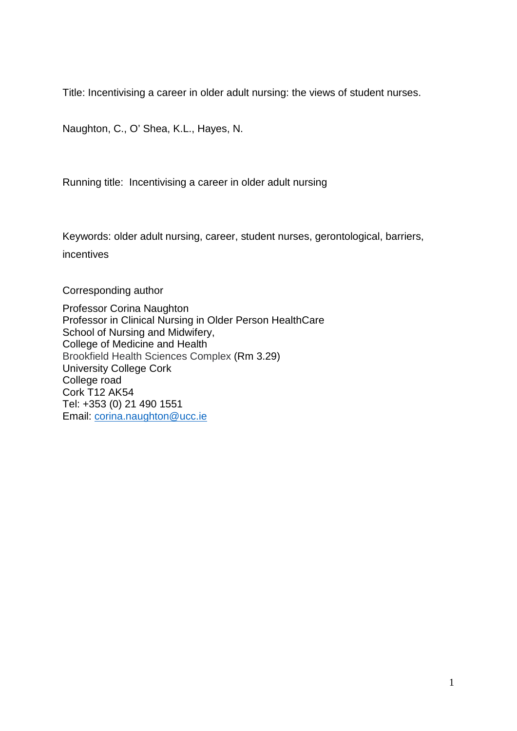Title: Incentivising a career in older adult nursing: the views of student nurses.

Naughton, C., O' Shea, K.L., Hayes, N.

Running title: Incentivising a career in older adult nursing

Keywords: older adult nursing, career, student nurses, gerontological, barriers, incentives

Corresponding author

Professor Corina Naughton  
Professor in Clinical Nursing in Older Person HealthCare  
School of Nursing and Midwifery,  
College of Medicine and Health  
Brookfield Health Sciences Complex (Rm 3.29)  
University College Cork  
College road  
Cork T12 AK54  
Tel: +353 (0) 21 490 1551  
Email: corina.naughton@ucc.ie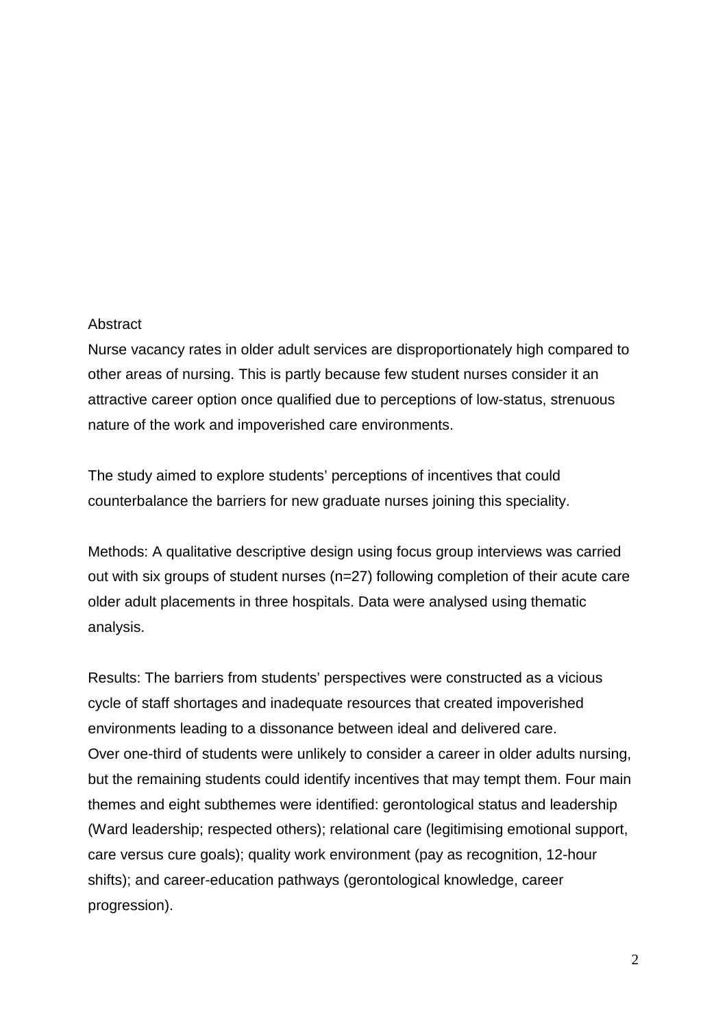Abstract

Nurse vacancy rates in older adult services are disproportionately high compared to other areas of nursing. This is partly because few student nurses consider it an attractive career option once qualified due to perceptions of low-status, strenuous nature of the work and impoverished care environments.

The study aimed to explore students' perceptions of incentives that could counterbalance the barriers for new graduate nurses joining this speciality.

Methods: A qualitative descriptive design using focus group interviews was carried out with six groups of student nurses (n=27) following completion of their acute care older adult placements in three hospitals. Data were analysed using thematic analysis.

Results: The barriers from students' perspectives were constructed as a vicious cycle of staff shortages and inadequate resources that created impoverished environments leading to a dissonance between ideal and delivered care.
Over one-third of students were unlikely to consider a career in older adults nursing, but the remaining students could identify incentives that may tempt them. Four main themes and eight subthemes were identified: gerontological status and leadership (Ward leadership; respected others); relational care (legitimising emotional support, care versus cure goals); quality work environment (pay as recognition, 12-hour shifts); and career-education pathways (gerontological knowledge, career progression).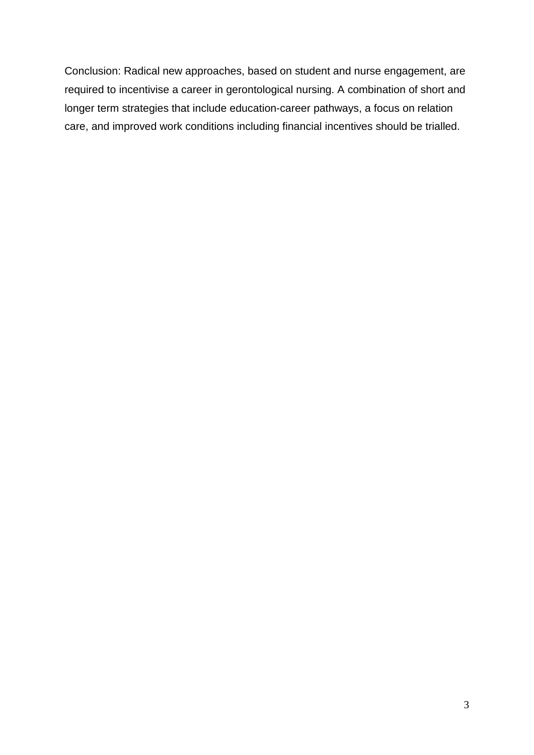Conclusion: Radical new approaches, based on student and nurse engagement, are required to incentivise a career in gerontological nursing. A combination of short and longer term strategies that include education-career pathways, a focus on relation care, and improved work conditions including financial incentives should be trialled.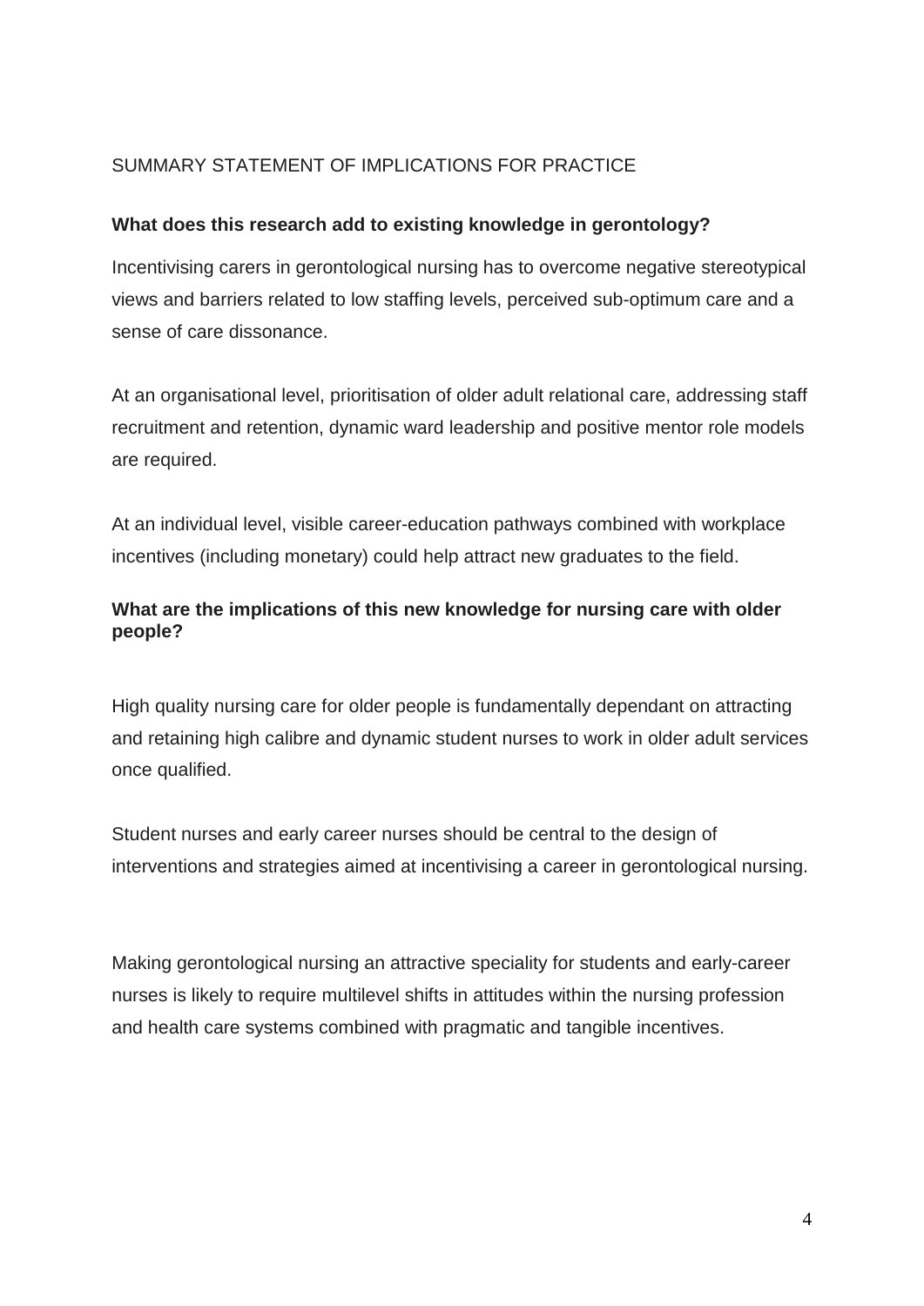## SUMMARY STATEMENT OF IMPLICATIONS FOR PRACTICE

**What does this research add to existing knowledge in gerontology?**

Incentivising carers in gerontological nursing has to overcome negative stereotypical views and barriers related to low staffing levels, perceived sub-optimum care and a sense of care dissonance.

At an organisational level, prioritisation of older adult relational care, addressing staff recruitment and retention, dynamic ward leadership and positive mentor role models are required.

At an individual level, visible career-education pathways combined with workplace incentives (including monetary) could help attract new graduates to the field.

**What are the implications of this new knowledge for nursing care with older people?**

High quality nursing care for older people is fundamentally dependant on attracting and retaining high calibre and dynamic student nurses to work in older adult services once qualified.

Student nurses and early career nurses should be central to the design of interventions and strategies aimed at incentivising a career in gerontological nursing.

Making gerontological nursing an attractive speciality for students and early-career nurses is likely to require multilevel shifts in attitudes within the nursing profession and health care systems combined with pragmatic and tangible incentives.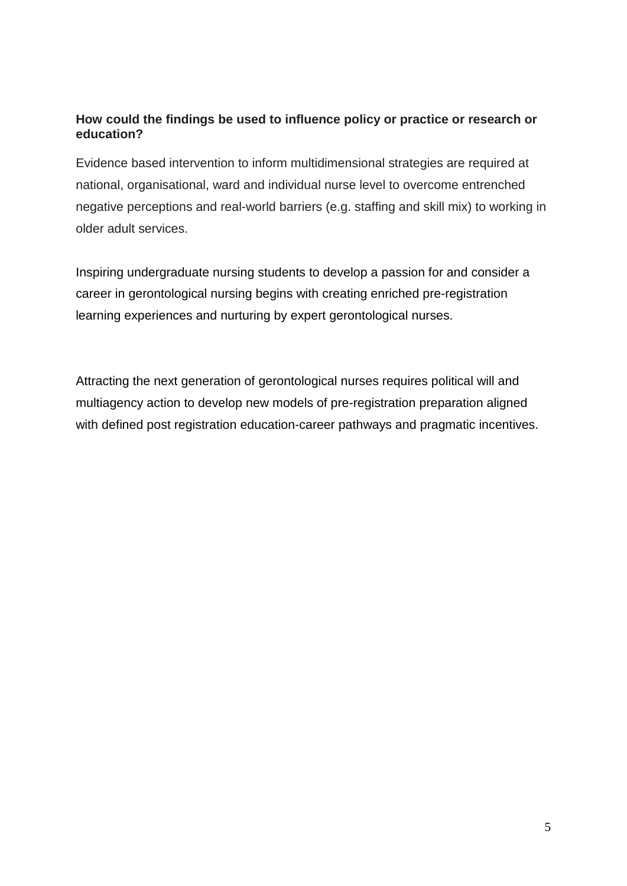**How could the findings be used to influence policy or practice or research or education?**

Evidence based intervention to inform multidimensional strategies are required at national, organisational, ward and individual nurse level to overcome entrenched negative perceptions and real-world barriers (e.g. staffing and skill mix) to working in older adult services.

Inspiring undergraduate nursing students to develop a passion for and consider a career in gerontological nursing begins with creating enriched pre-registration learning experiences and nurturing by expert gerontological nurses.

Attracting the next generation of gerontological nurses requires political will and multiagency action to develop new models of pre-registration preparation aligned with defined post registration education-career pathways and pragmatic incentives.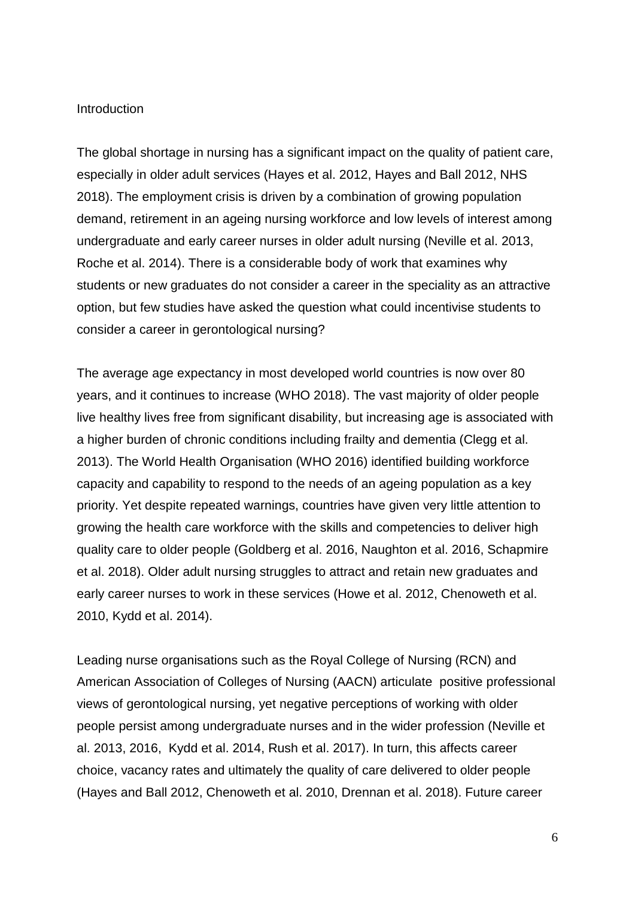## Introduction

The global shortage in nursing has a significant impact on the quality of patient care, especially in older adult services (Hayes et al. 2012, Hayes and Ball 2012, NHS 2018). The employment crisis is driven by a combination of growing population demand, retirement in an ageing nursing workforce and low levels of interest among undergraduate and early career nurses in older adult nursing (Neville et al. 2013, Roche et al. 2014). There is a considerable body of work that examines why students or new graduates do not consider a career in the speciality as an attractive option, but few studies have asked the question what could incentivise students to consider a career in gerontological nursing?

The average age expectancy in most developed world countries is now over 80 years, and it continues to increase (WHO 2018). The vast majority of older people live healthy lives free from significant disability, but increasing age is associated with a higher burden of chronic conditions including frailty and dementia (Clegg et al. 2013). The World Health Organisation (WHO 2016) identified building workforce capacity and capability to respond to the needs of an ageing population as a key priority. Yet despite repeated warnings, countries have given very little attention to growing the health care workforce with the skills and competencies to deliver high quality care to older people (Goldberg et al. 2016, Naughton et al. 2016, Schapmire et al. 2018). Older adult nursing struggles to attract and retain new graduates and early career nurses to work in these services (Howe et al. 2012, Chenoweth et al. 2010, Kydd et al. 2014).

Leading nurse organisations such as the Royal College of Nursing (RCN) and American Association of Colleges of Nursing (AACN) articulate positive professional views of gerontological nursing, yet negative perceptions of working with older people persist among undergraduate nurses and in the wider profession (Neville et al. 2013, 2016, Kydd et al. 2014, Rush et al. 2017). In turn, this affects career choice, vacancy rates and ultimately the quality of care delivered to older people (Hayes and Ball 2012, Chenoweth et al. 2010, Drennan et al. 2018). Future career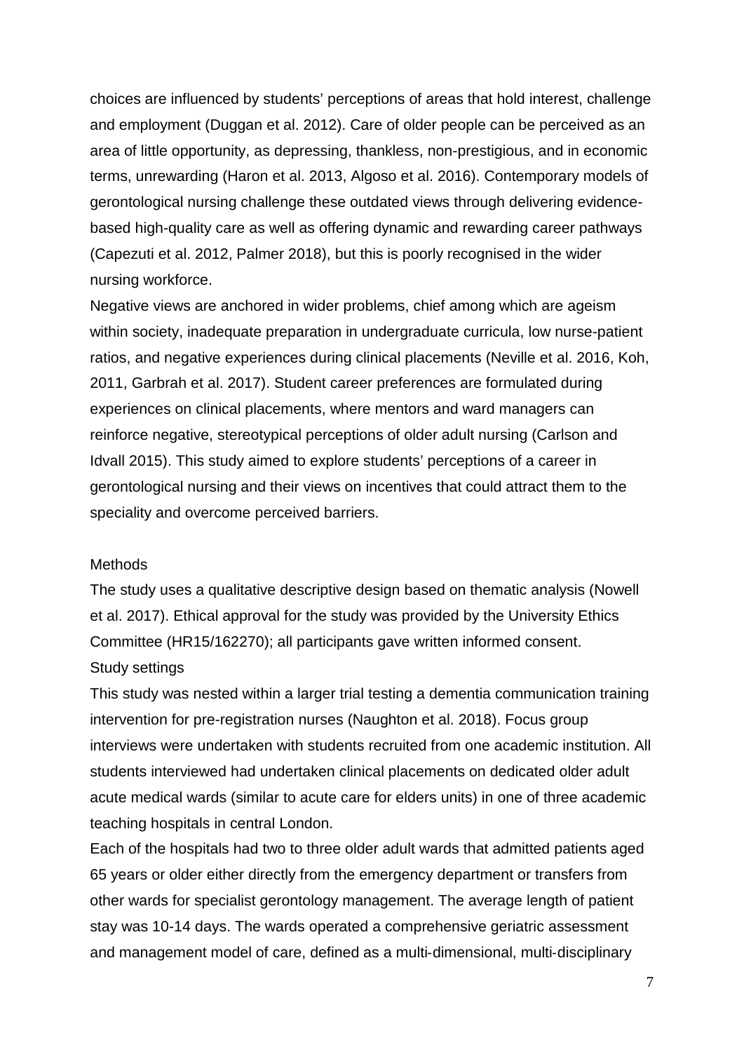choices are influenced by students' perceptions of areas that hold interest, challenge and employment (Duggan et al. 2012). Care of older people can be perceived as an area of little opportunity, as depressing, thankless, non-prestigious, and in economic terms, unrewarding (Haron et al. 2013, Algoso et al. 2016). Contemporary models of gerontological nursing challenge these outdated views through delivering evidence-based high-quality care as well as offering dynamic and rewarding career pathways (Capezuti et al. 2012, Palmer 2018), but this is poorly recognised in the wider nursing workforce.

Negative views are anchored in wider problems, chief among which are ageism within society, inadequate preparation in undergraduate curricula, low nurse-patient ratios, and negative experiences during clinical placements (Neville et al. 2016, Koh, 2011, Garbrah et al. 2017). Student career preferences are formulated during experiences on clinical placements, where mentors and ward managers can reinforce negative, stereotypical perceptions of older adult nursing (Carlson and Idvall 2015). This study aimed to explore students' perceptions of a career in gerontological nursing and their views on incentives that could attract them to the speciality and overcome perceived barriers.

## Methods

The study uses a qualitative descriptive design based on thematic analysis (Nowell et al. 2017). Ethical approval for the study was provided by the University Ethics Committee (HR15/162270); all participants gave written informed consent.

### Study settings

This study was nested within a larger trial testing a dementia communication training intervention for pre-registration nurses (Naughton et al. 2018). Focus group interviews were undertaken with students recruited from one academic institution. All students interviewed had undertaken clinical placements on dedicated older adult acute medical wards (similar to acute care for elders units) in one of three academic teaching hospitals in central London.

Each of the hospitals had two to three older adult wards that admitted patients aged 65 years or older either directly from the emergency department or transfers from other wards for specialist gerontology management. The average length of patient stay was 10-14 days. The wards operated a comprehensive geriatric assessment and management model of care, defined as a multi-dimensional, multi-disciplinary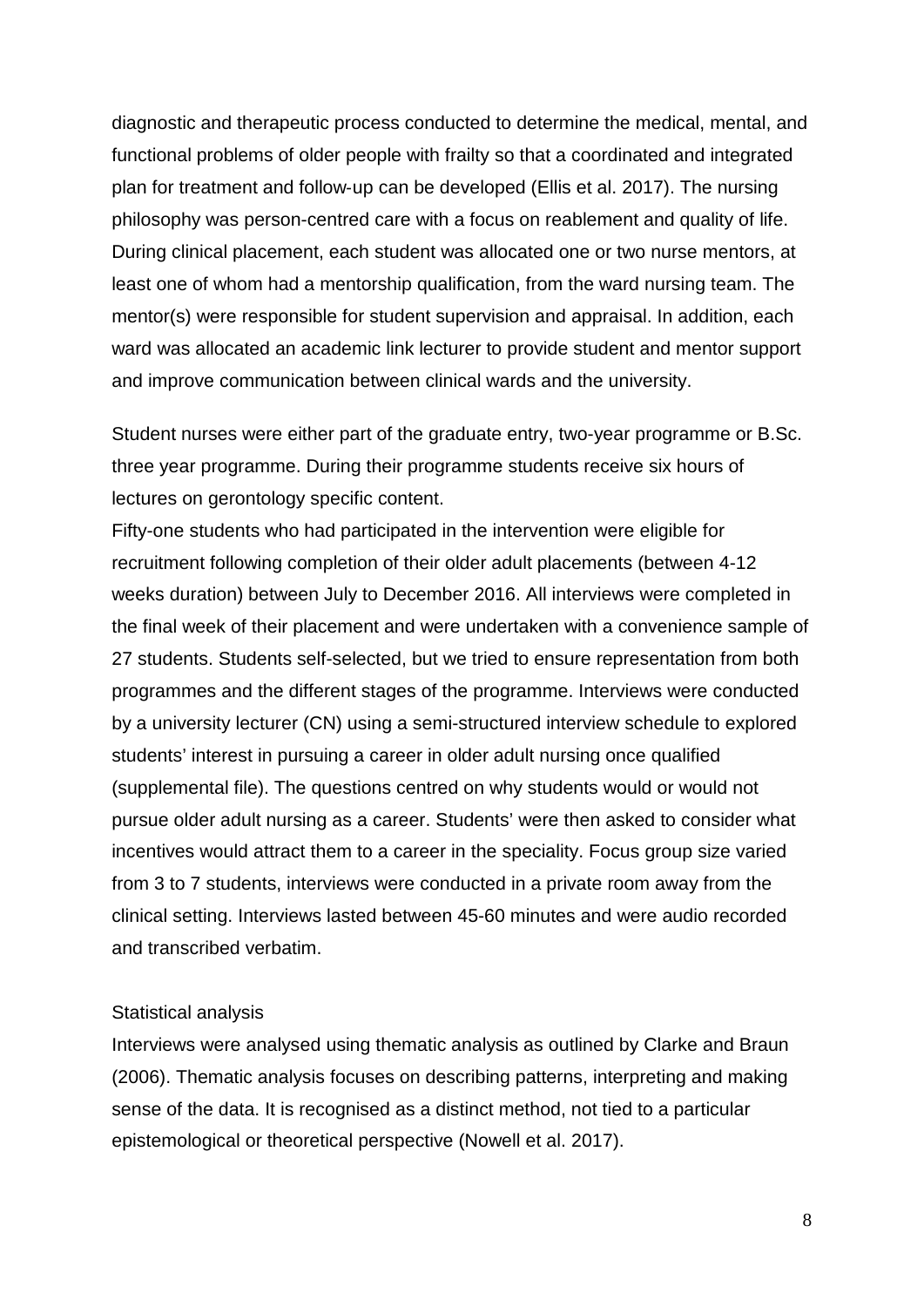diagnostic and therapeutic process conducted to determine the medical, mental, and functional problems of older people with frailty so that a coordinated and integrated plan for treatment and follow-up can be developed (Ellis et al. 2017). The nursing philosophy was person-centred care with a focus on reablement and quality of life. During clinical placement, each student was allocated one or two nurse mentors, at least one of whom had a mentorship qualification, from the ward nursing team. The mentor(s) were responsible for student supervision and appraisal. In addition, each ward was allocated an academic link lecturer to provide student and mentor support and improve communication between clinical wards and the university.

Student nurses were either part of the graduate entry, two-year programme or B.Sc. three year programme. During their programme students receive six hours of lectures on gerontology specific content.

Fifty-one students who had participated in the intervention were eligible for recruitment following completion of their older adult placements (between 4-12 weeks duration) between July to December 2016. All interviews were completed in the final week of their placement and were undertaken with a convenience sample of 27 students. Students self-selected, but we tried to ensure representation from both programmes and the different stages of the programme. Interviews were conducted by a university lecturer (CN) using a semi-structured interview schedule to explored students' interest in pursuing a career in older adult nursing once qualified (supplemental file). The questions centred on why students would or would not pursue older adult nursing as a career. Students' were then asked to consider what incentives would attract them to a career in the speciality. Focus group size varied from 3 to 7 students, interviews were conducted in a private room away from the clinical setting. Interviews lasted between 45-60 minutes and were audio recorded and transcribed verbatim.

## Statistical analysis

Interviews were analysed using thematic analysis as outlined by Clarke and Braun (2006). Thematic analysis focuses on describing patterns, interpreting and making sense of the data. It is recognised as a distinct method, not tied to a particular epistemological or theoretical perspective (Nowell et al. 2017).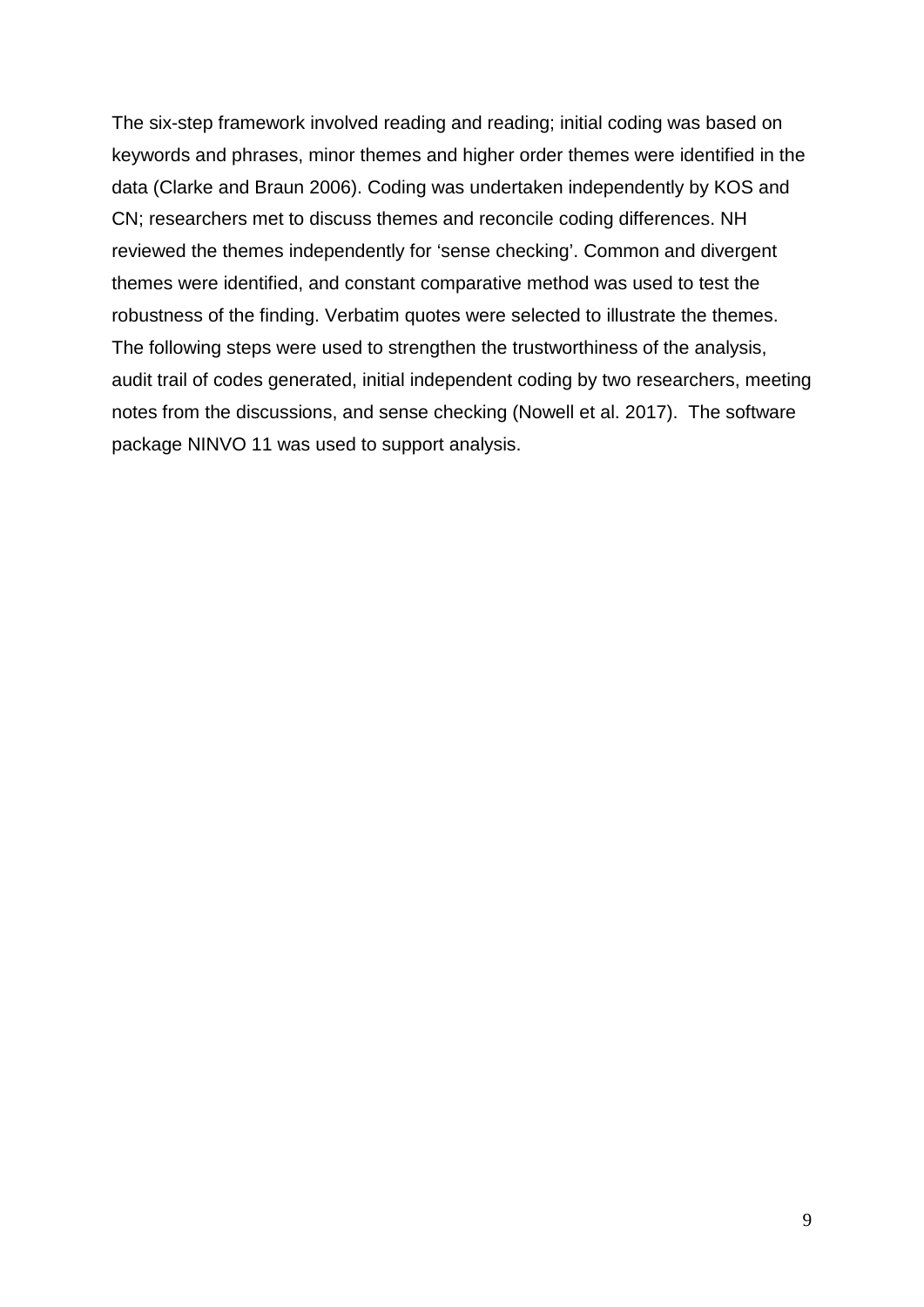The six-step framework involved reading and reading; initial coding was based on keywords and phrases, minor themes and higher order themes were identified in the data (Clarke and Braun 2006). Coding was undertaken independently by KOS and CN; researchers met to discuss themes and reconcile coding differences. NH reviewed the themes independently for 'sense checking'. Common and divergent themes were identified, and constant comparative method was used to test the robustness of the finding. Verbatim quotes were selected to illustrate the themes. The following steps were used to strengthen the trustworthiness of the analysis, audit trail of codes generated, initial independent coding by two researchers, meeting notes from the discussions, and sense checking (Nowell et al. 2017). The software package NINVO 11 was used to support analysis.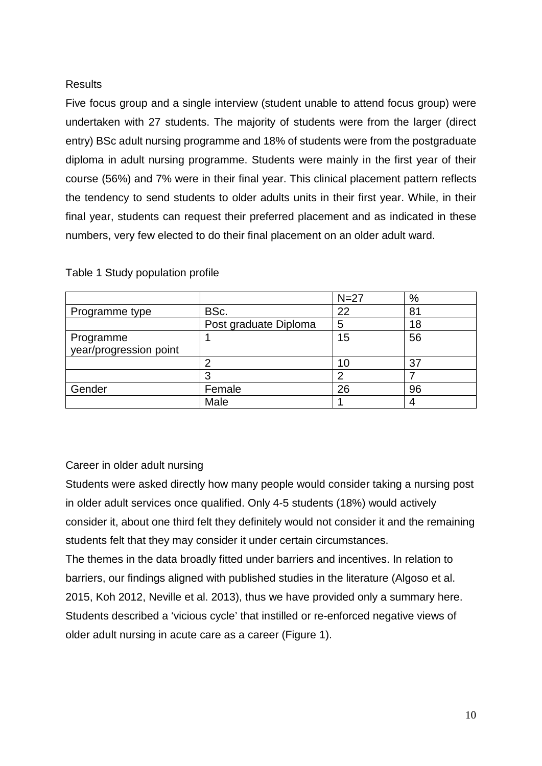Results

Five focus group and a single interview (student unable to attend focus group) were undertaken with 27 students. The majority of students were from the larger (direct entry) BSc adult nursing programme and 18% of students were from the postgraduate diploma in adult nursing programme. Students were mainly in the first year of their course (56%) and 7% were in their final year. This clinical placement pattern reflects the tendency to send students to older adults units in their first year. While, in their final year, students can request their preferred placement and as indicated in these numbers, very few elected to do their final placement on an older adult ward.

Table 1 Study population profile

| | | N=27 | % |
|---|---|---|---|
| Programme type | BSc. | 22 | 81 |
| | Post graduate Diploma | 5 | 18 |
| Programme year/progression point | 1 | 15 | 56 |
| | 2 | 10 | 37 |
| | 3 | 2 | 7 |
| Gender | Female | 26 | 96 |
| | Male | 1 | 4 |

Career in older adult nursing

Students were asked directly how many people would consider taking a nursing post in older adult services once qualified. Only 4-5 students (18%) would actively consider it, about one third felt they definitely would not consider it and the remaining students felt that they may consider it under certain circumstances.

The themes in the data broadly fitted under barriers and incentives. In relation to barriers, our findings aligned with published studies in the literature (Algoso et al. 2015, Koh 2012, Neville et al. 2013), thus we have provided only a summary here. Students described a 'vicious cycle' that instilled or re-enforced negative views of older adult nursing in acute care as a career (Figure 1).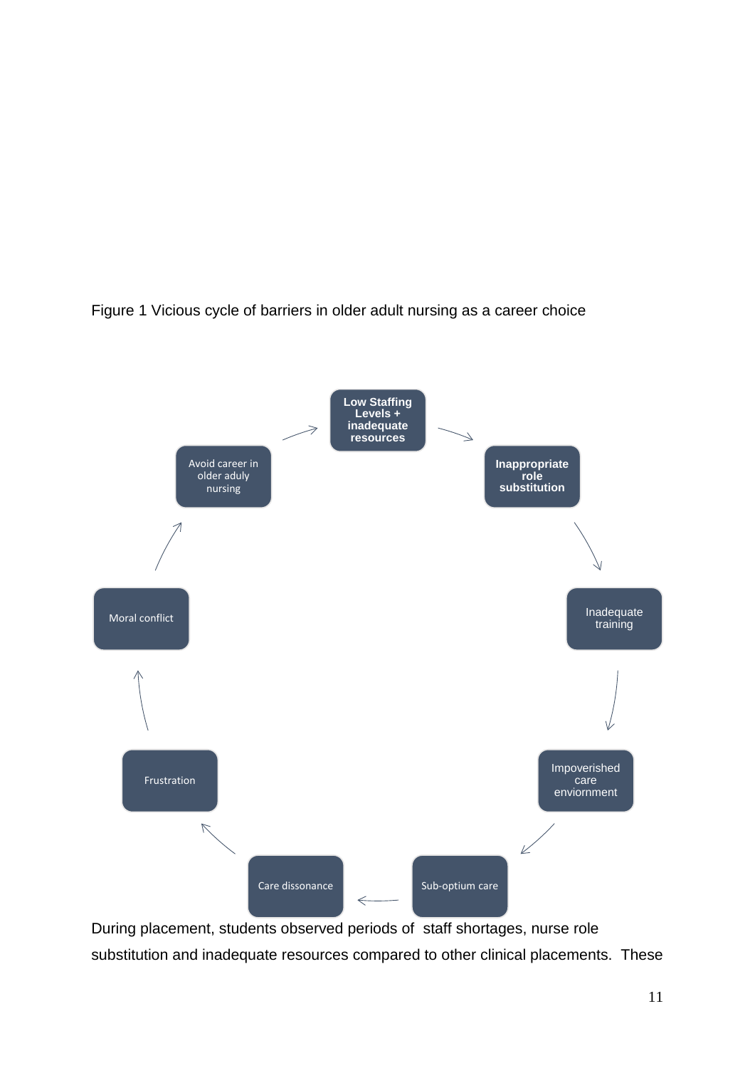Figure 1 Vicious cycle of barriers in older adult nursing as a career choice

**Low Staffing Levels + inadequate resources** → **Inappropriate role substitution** → Inadequate training → Impoverished care enviornment → Sub-optium care → Care dissonance → Frustration → Moral conflict → Avoid career in older aduly nursing → **Low Staffing Levels + inadequate resources**

During placement, students observed periods of staff shortages, nurse role substitution and inadequate resources compared to other clinical placements. These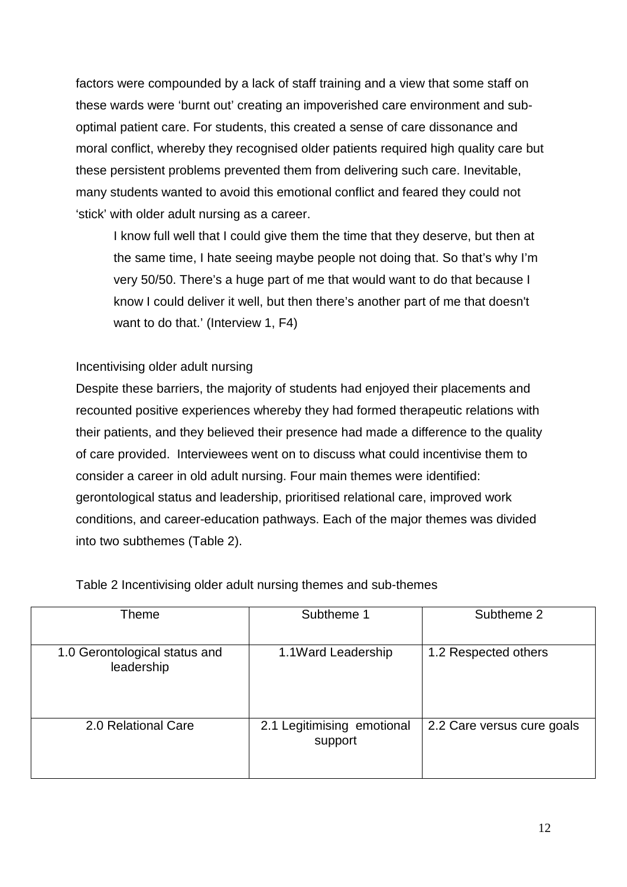factors were compounded by a lack of staff training and a view that some staff on these wards were 'burnt out' creating an impoverished care environment and sub-optimal patient care. For students, this created a sense of care dissonance and moral conflict, whereby they recognised older patients required high quality care but these persistent problems prevented them from delivering such care. Inevitable, many students wanted to avoid this emotional conflict and feared they could not 'stick' with older adult nursing as a career.

> I know full well that I could give them the time that they deserve, but then at the same time, I hate seeing maybe people not doing that. So that's why I'm very 50/50. There's a huge part of me that would want to do that because I know I could deliver it well, but then there's another part of me that doesn't want to do that.' (Interview 1, F4)

Incentivising older adult nursing

Despite these barriers, the majority of students had enjoyed their placements and recounted positive experiences whereby they had formed therapeutic relations with their patients, and they believed their presence had made a difference to the quality of care provided. Interviewees went on to discuss what could incentivise them to consider a career in old adult nursing. Four main themes were identified: gerontological status and leadership, prioritised relational care, improved work conditions, and career-education pathways. Each of the major themes was divided into two subthemes (Table 2).

Table 2 Incentivising older adult nursing themes and sub-themes

| Theme | Subtheme 1 | Subtheme 2 |
|---|---|---|
| 1.0 Gerontological status and leadership | 1.1Ward Leadership | 1.2 Respected others |
| 2.0 Relational Care | 2.1 Legitimising emotional support | 2.2 Care versus cure goals |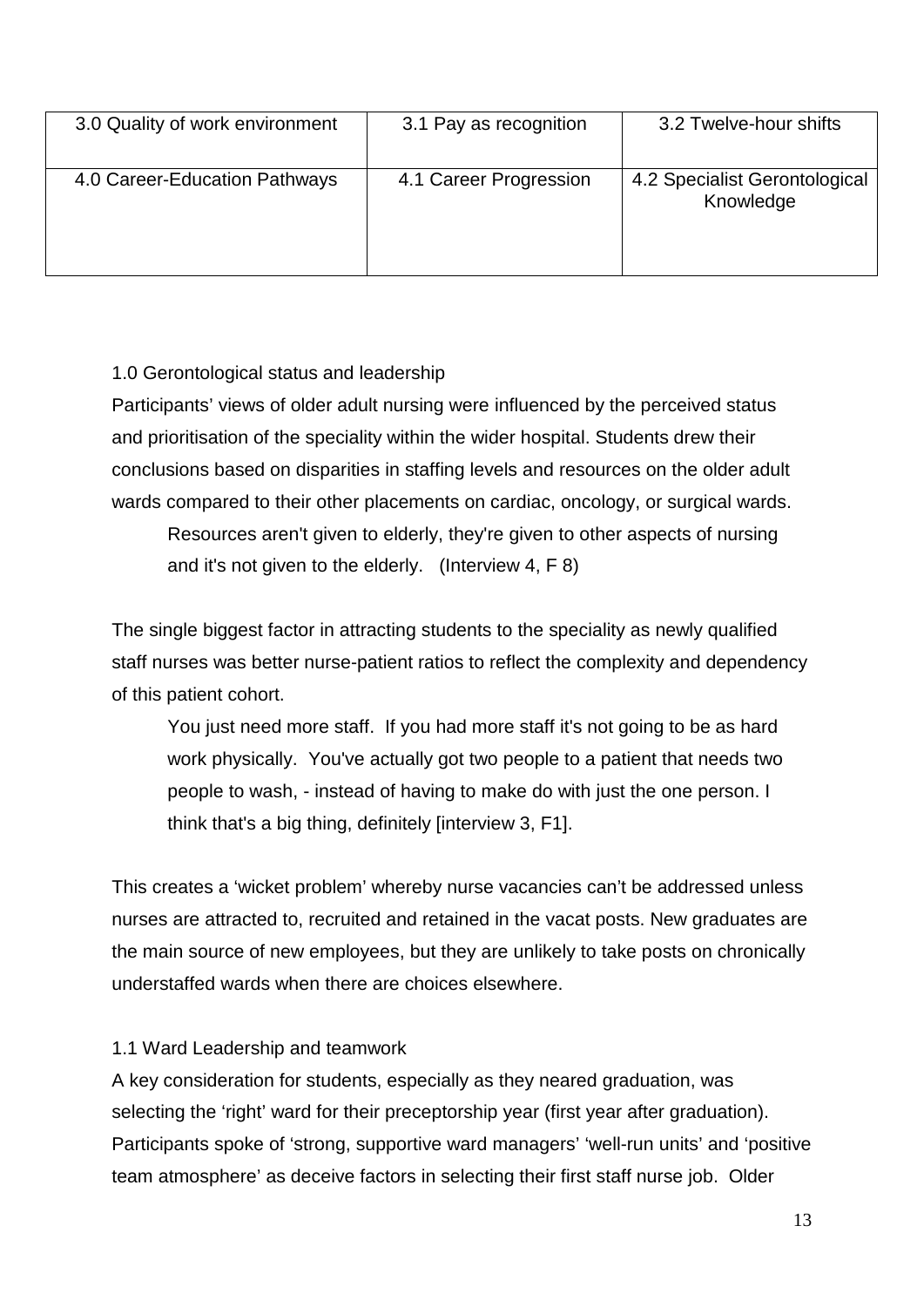| 3.0 Quality of work environment | 3.1 Pay as recognition | 3.2 Twelve-hour shifts |
|---|---|---|
| 4.0 Career-Education Pathways | 4.1 Career Progression | 4.2 Specialist Gerontological Knowledge |

1.0 Gerontological status and leadership

Participants' views of older adult nursing were influenced by the perceived status and prioritisation of the speciality within the wider hospital. Students drew their conclusions based on disparities in staffing levels and resources on the older adult wards compared to their other placements on cardiac, oncology, or surgical wards.

> Resources aren't given to elderly, they're given to other aspects of nursing and it's not given to the elderly. (Interview 4, F 8)

The single biggest factor in attracting students to the speciality as newly qualified staff nurses was better nurse-patient ratios to reflect the complexity and dependency of this patient cohort.

> You just need more staff. If you had more staff it's not going to be as hard work physically. You've actually got two people to a patient that needs two people to wash, - instead of having to make do with just the one person. I think that's a big thing, definitely [interview 3, F1].

This creates a 'wicket problem' whereby nurse vacancies can't be addressed unless nurses are attracted to, recruited and retained in the vacat posts. New graduates are the main source of new employees, but they are unlikely to take posts on chronically understaffed wards when there are choices elsewhere.

1.1 Ward Leadership and teamwork

A key consideration for students, especially as they neared graduation, was selecting the 'right' ward for their preceptorship year (first year after graduation). Participants spoke of 'strong, supportive ward managers' 'well-run units' and 'positive team atmosphere' as deceive factors in selecting their first staff nurse job. Older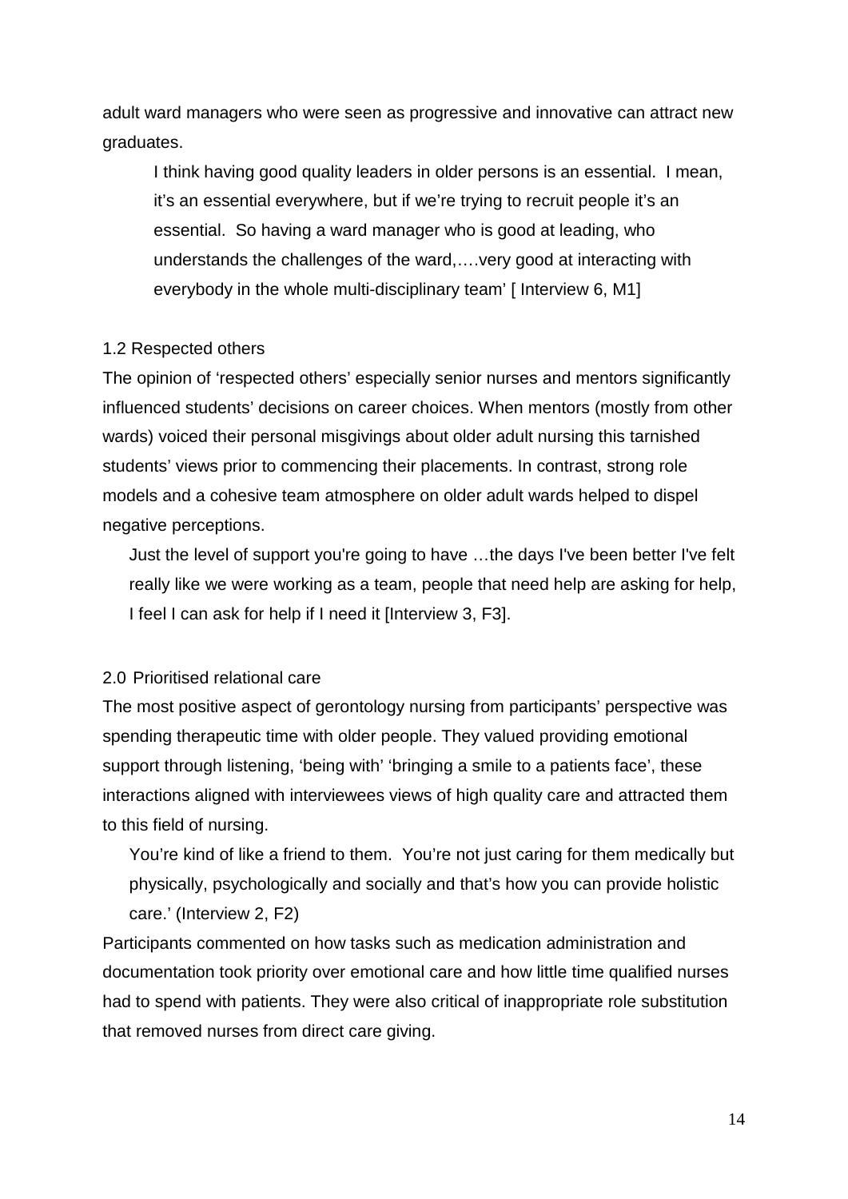adult ward managers who were seen as progressive and innovative can attract new graduates.

> I think having good quality leaders in older persons is an essential. I mean, it's an essential everywhere, but if we're trying to recruit people it's an essential. So having a ward manager who is good at leading, who understands the challenges of the ward,….very good at interacting with everybody in the whole multi-disciplinary team' [ Interview 6, M1]

1.2 Respected others

The opinion of 'respected others' especially senior nurses and mentors significantly influenced students' decisions on career choices. When mentors (mostly from other wards) voiced their personal misgivings about older adult nursing this tarnished students' views prior to commencing their placements. In contrast, strong role models and a cohesive team atmosphere on older adult wards helped to dispel negative perceptions.

> Just the level of support you're going to have …the days I've been better I've felt really like we were working as a team, people that need help are asking for help, I feel I can ask for help if I need it [Interview 3, F3].

2.0 Prioritised relational care

The most positive aspect of gerontology nursing from participants' perspective was spending therapeutic time with older people. They valued providing emotional support through listening, 'being with' 'bringing a smile to a patients face', these interactions aligned with interviewees views of high quality care and attracted them to this field of nursing.

> You're kind of like a friend to them. You're not just caring for them medically but physically, psychologically and socially and that's how you can provide holistic care.' (Interview 2, F2)

Participants commented on how tasks such as medication administration and documentation took priority over emotional care and how little time qualified nurses had to spend with patients. They were also critical of inappropriate role substitution that removed nurses from direct care giving.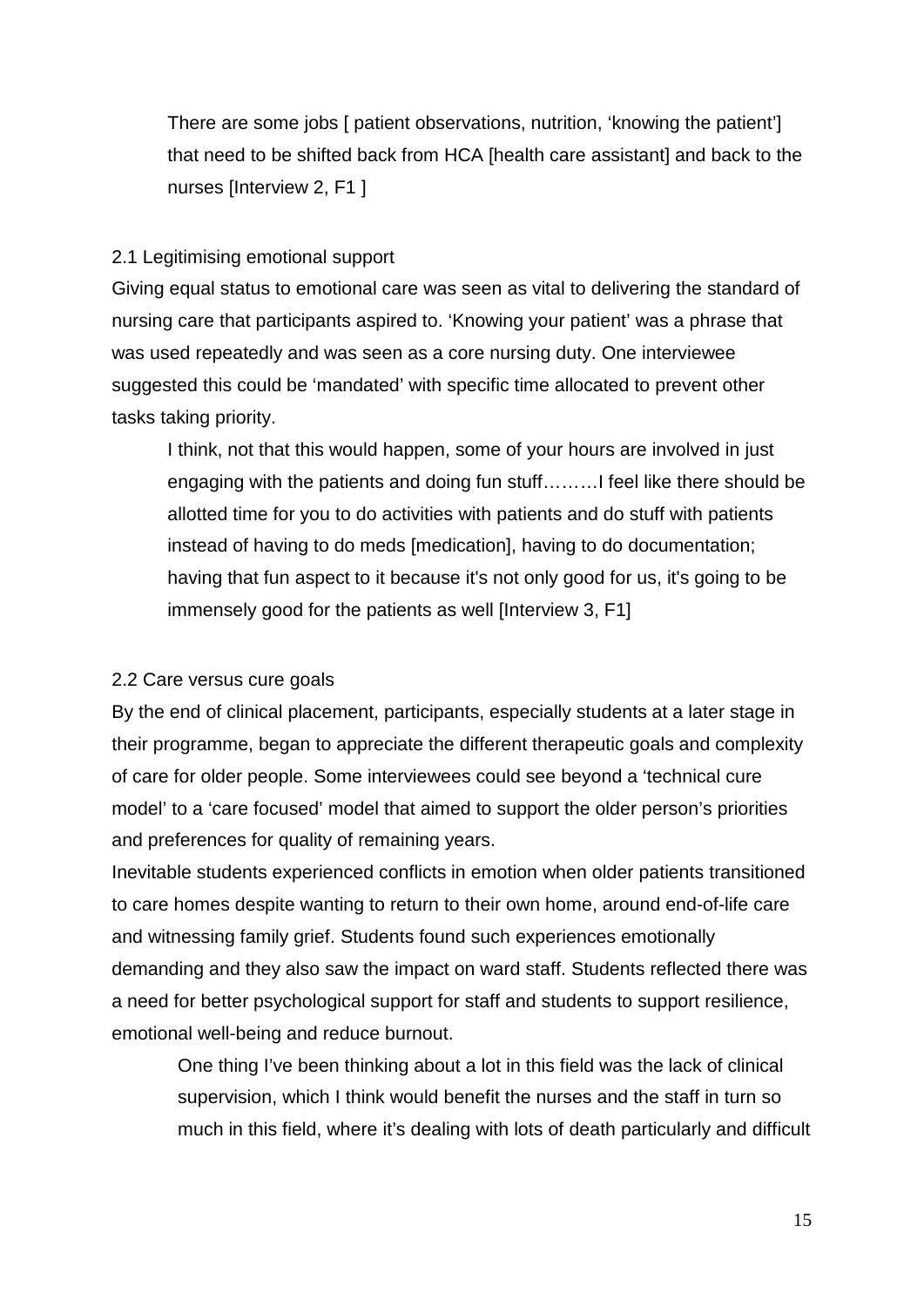> There are some jobs [ patient observations, nutrition, 'knowing the patient'] that need to be shifted back from HCA [health care assistant] and back to the nurses [Interview 2, F1 ]

### 2.1 Legitimising emotional support

Giving equal status to emotional care was seen as vital to delivering the standard of nursing care that participants aspired to. 'Knowing your patient' was a phrase that was used repeatedly and was seen as a core nursing duty. One interviewee suggested this could be 'mandated' with specific time allocated to prevent other tasks taking priority.

> I think, not that this would happen, some of your hours are involved in just engaging with the patients and doing fun stuff………I feel like there should be allotted time for you to do activities with patients and do stuff with patients instead of having to do meds [medication], having to do documentation; having that fun aspect to it because it's not only good for us, it's going to be immensely good for the patients as well [Interview 3, F1]

### 2.2 Care versus cure goals

By the end of clinical placement, participants, especially students at a later stage in their programme, began to appreciate the different therapeutic goals and complexity of care for older people. Some interviewees could see beyond a 'technical cure model' to a 'care focused' model that aimed to support the older person's priorities and preferences for quality of remaining years.

Inevitable students experienced conflicts in emotion when older patients transitioned to care homes despite wanting to return to their own home, around end-of-life care and witnessing family grief. Students found such experiences emotionally demanding and they also saw the impact on ward staff. Students reflected there was a need for better psychological support for staff and students to support resilience, emotional well-being and reduce burnout.

> One thing I've been thinking about a lot in this field was the lack of clinical supervision, which I think would benefit the nurses and the staff in turn so much in this field, where it's dealing with lots of death particularly and difficult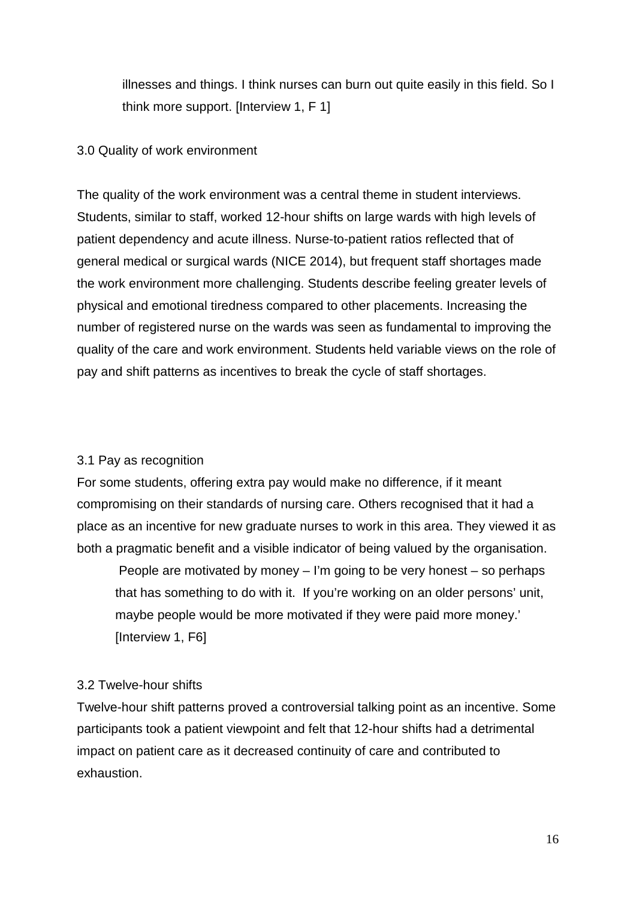> illnesses and things. I think nurses can burn out quite easily in this field. So I think more support. [Interview 1, F 1]

## 3.0 Quality of work environment

The quality of the work environment was a central theme in student interviews. Students, similar to staff, worked 12-hour shifts on large wards with high levels of patient dependency and acute illness. Nurse-to-patient ratios reflected that of general medical or surgical wards (NICE 2014), but frequent staff shortages made the work environment more challenging. Students describe feeling greater levels of physical and emotional tiredness compared to other placements. Increasing the number of registered nurse on the wards was seen as fundamental to improving the quality of the care and work environment. Students held variable views on the role of pay and shift patterns as incentives to break the cycle of staff shortages.

### 3.1 Pay as recognition

For some students, offering extra pay would make no difference, if it meant compromising on their standards of nursing care. Others recognised that it had a place as an incentive for new graduate nurses to work in this area. They viewed it as both a pragmatic benefit and a visible indicator of being valued by the organisation.

> People are motivated by money – I'm going to be very honest – so perhaps that has something to do with it. If you're working on an older persons' unit, maybe people would be more motivated if they were paid more money.' [Interview 1, F6]

### 3.2 Twelve-hour shifts

Twelve-hour shift patterns proved a controversial talking point as an incentive. Some participants took a patient viewpoint and felt that 12-hour shifts had a detrimental impact on patient care as it decreased continuity of care and contributed to exhaustion.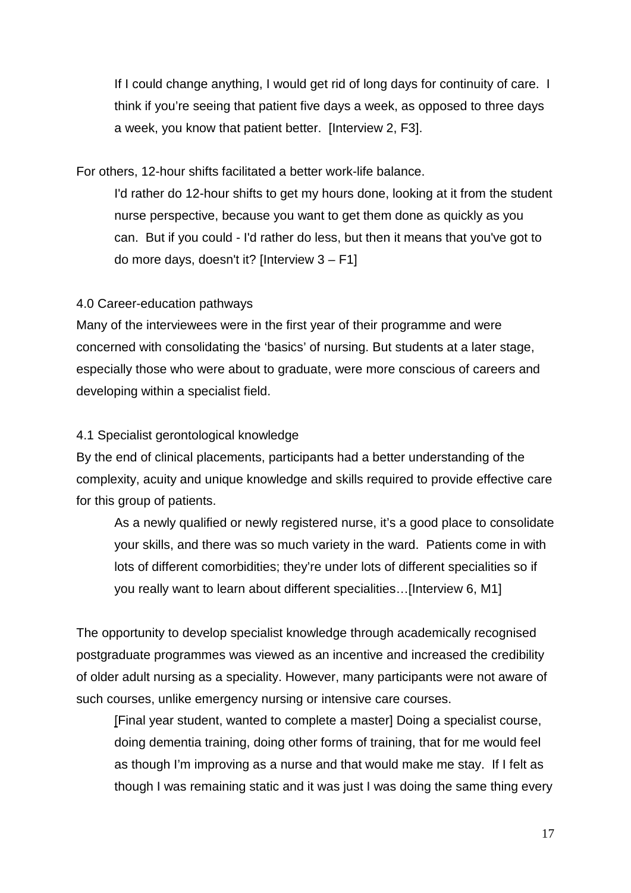> If I could change anything, I would get rid of long days for continuity of care. I think if you're seeing that patient five days a week, as opposed to three days a week, you know that patient better. [Interview 2, F3].

For others, 12-hour shifts facilitated a better work-life balance.

> I'd rather do 12-hour shifts to get my hours done, looking at it from the student nurse perspective, because you want to get them done as quickly as you can. But if you could - I'd rather do less, but then it means that you've got to do more days, doesn't it? [Interview 3 – F1]

4.0 Career-education pathways

Many of the interviewees were in the first year of their programme and were concerned with consolidating the 'basics' of nursing. But students at a later stage, especially those who were about to graduate, were more conscious of careers and developing within a specialist field.

4.1 Specialist gerontological knowledge

By the end of clinical placements, participants had a better understanding of the complexity, acuity and unique knowledge and skills required to provide effective care for this group of patients.

> As a newly qualified or newly registered nurse, it's a good place to consolidate your skills, and there was so much variety in the ward. Patients come in with lots of different comorbidities; they're under lots of different specialities so if you really want to learn about different specialities…[Interview 6, M1]

The opportunity to develop specialist knowledge through academically recognised postgraduate programmes was viewed as an incentive and increased the credibility of older adult nursing as a speciality. However, many participants were not aware of such courses, unlike emergency nursing or intensive care courses.

> [Final year student, wanted to complete a master] Doing a specialist course, doing dementia training, doing other forms of training, that for me would feel as though I'm improving as a nurse and that would make me stay. If I felt as though I was remaining static and it was just I was doing the same thing every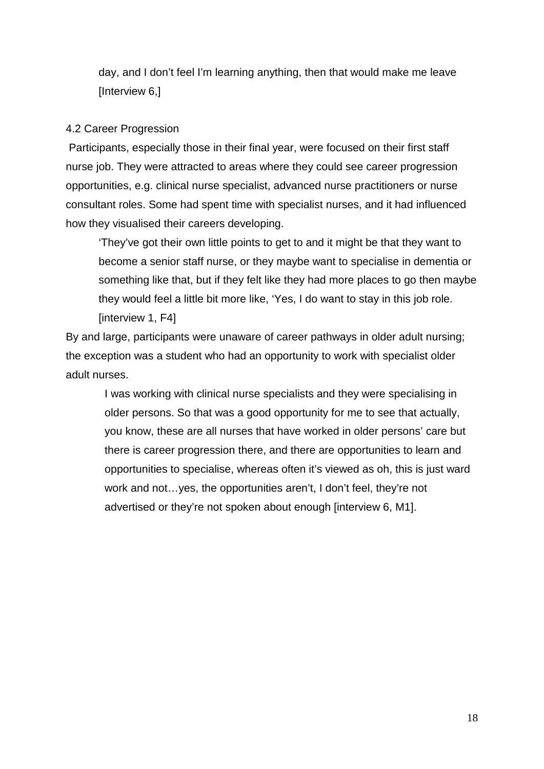> day, and I don't feel I'm learning anything, then that would make me leave [Interview 6,]

### 4.2 Career Progression

Participants, especially those in their final year, were focused on their first staff nurse job. They were attracted to areas where they could see career progression opportunities, e.g. clinical nurse specialist, advanced nurse practitioners or nurse consultant roles. Some had spent time with specialist nurses, and it had influenced how they visualised their careers developing.

> 'They've got their own little points to get to and it might be that they want to become a senior staff nurse, or they maybe want to specialise in dementia or something like that, but if they felt like they had more places to go then maybe they would feel a little bit more like, 'Yes, I do want to stay in this job role. [interview 1, F4]

By and large, participants were unaware of career pathways in older adult nursing; the exception was a student who had an opportunity to work with specialist older adult nurses.

> I was working with clinical nurse specialists and they were specialising in older persons. So that was a good opportunity for me to see that actually, you know, these are all nurses that have worked in older persons' care but there is career progression there, and there are opportunities to learn and opportunities to specialise, whereas often it's viewed as oh, this is just ward work and not…yes, the opportunities aren't, I don't feel, they're not advertised or they're not spoken about enough [interview 6, M1].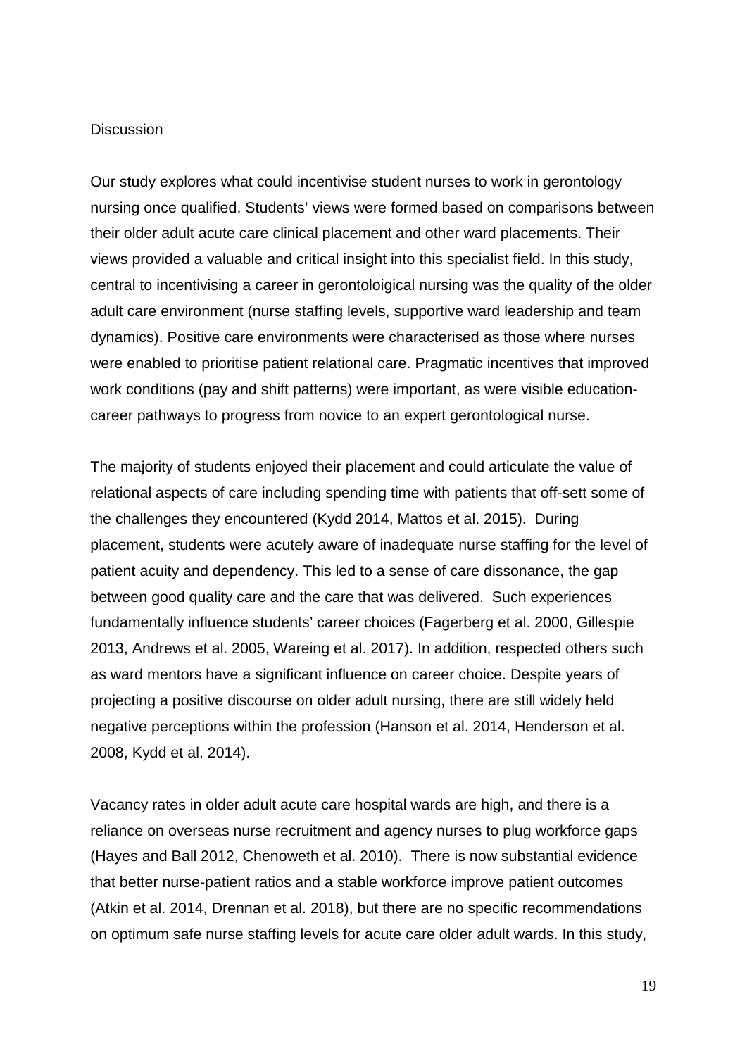## Discussion

Our study explores what could incentivise student nurses to work in gerontology nursing once qualified. Students' views were formed based on comparisons between their older adult acute care clinical placement and other ward placements. Their views provided a valuable and critical insight into this specialist field. In this study, central to incentivising a career in gerontoloigical nursing was the quality of the older adult care environment (nurse staffing levels, supportive ward leadership and team dynamics). Positive care environments were characterised as those where nurses were enabled to prioritise patient relational care. Pragmatic incentives that improved work conditions (pay and shift patterns) were important, as were visible education-career pathways to progress from novice to an expert gerontological nurse.

The majority of students enjoyed their placement and could articulate the value of relational aspects of care including spending time with patients that off-sett some of the challenges they encountered (Kydd 2014, Mattos et al. 2015). During placement, students were acutely aware of inadequate nurse staffing for the level of patient acuity and dependency. This led to a sense of care dissonance, the gap between good quality care and the care that was delivered. Such experiences fundamentally influence students' career choices (Fagerberg et al. 2000, Gillespie 2013, Andrews et al. 2005, Wareing et al. 2017). In addition, respected others such as ward mentors have a significant influence on career choice. Despite years of projecting a positive discourse on older adult nursing, there are still widely held negative perceptions within the profession (Hanson et al. 2014, Henderson et al. 2008, Kydd et al. 2014).

Vacancy rates in older adult acute care hospital wards are high, and there is a reliance on overseas nurse recruitment and agency nurses to plug workforce gaps (Hayes and Ball 2012, Chenoweth et al. 2010). There is now substantial evidence that better nurse-patient ratios and a stable workforce improve patient outcomes (Atkin et al. 2014, Drennan et al. 2018), but there are no specific recommendations on optimum safe nurse staffing levels for acute care older adult wards. In this study,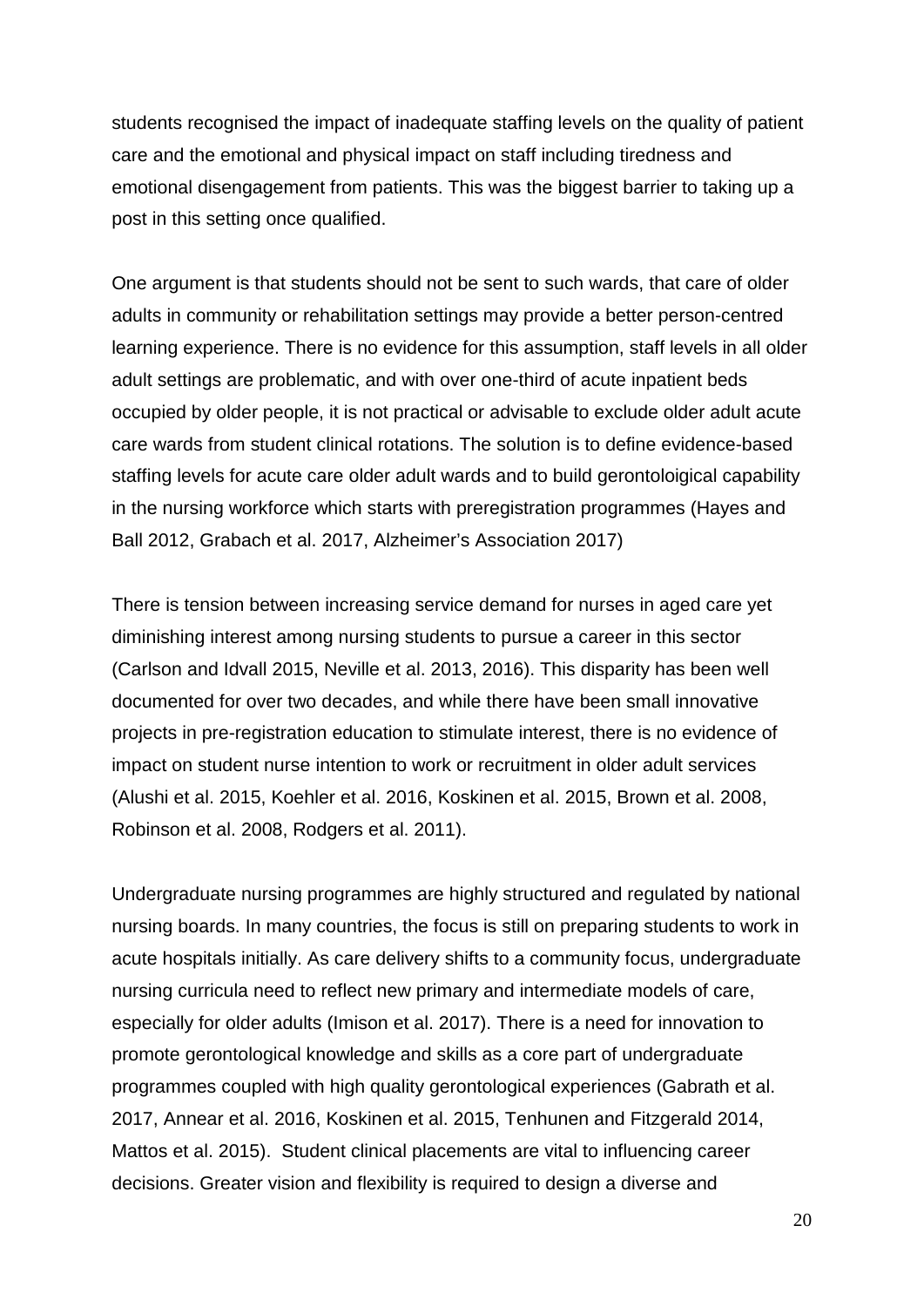students recognised the impact of inadequate staffing levels on the quality of patient care and the emotional and physical impact on staff including tiredness and emotional disengagement from patients. This was the biggest barrier to taking up a post in this setting once qualified.

One argument is that students should not be sent to such wards, that care of older adults in community or rehabilitation settings may provide a better person-centred learning experience. There is no evidence for this assumption, staff levels in all older adult settings are problematic, and with over one-third of acute inpatient beds occupied by older people, it is not practical or advisable to exclude older adult acute care wards from student clinical rotations. The solution is to define evidence-based staffing levels for acute care older adult wards and to build gerontoloigical capability in the nursing workforce which starts with preregistration programmes (Hayes and Ball 2012, Grabach et al. 2017, Alzheimer's Association 2017)

There is tension between increasing service demand for nurses in aged care yet diminishing interest among nursing students to pursue a career in this sector (Carlson and Idvall 2015, Neville et al. 2013, 2016). This disparity has been well documented for over two decades, and while there have been small innovative projects in pre-registration education to stimulate interest, there is no evidence of impact on student nurse intention to work or recruitment in older adult services (Alushi et al. 2015, Koehler et al. 2016, Koskinen et al. 2015, Brown et al. 2008, Robinson et al. 2008, Rodgers et al. 2011).

Undergraduate nursing programmes are highly structured and regulated by national nursing boards. In many countries, the focus is still on preparing students to work in acute hospitals initially. As care delivery shifts to a community focus, undergraduate nursing curricula need to reflect new primary and intermediate models of care, especially for older adults (Imison et al. 2017). There is a need for innovation to promote gerontological knowledge and skills as a core part of undergraduate programmes coupled with high quality gerontological experiences (Gabrath et al. 2017, Annear et al. 2016, Koskinen et al. 2015, Tenhunen and Fitzgerald 2014, Mattos et al. 2015). Student clinical placements are vital to influencing career decisions. Greater vision and flexibility is required to design a diverse and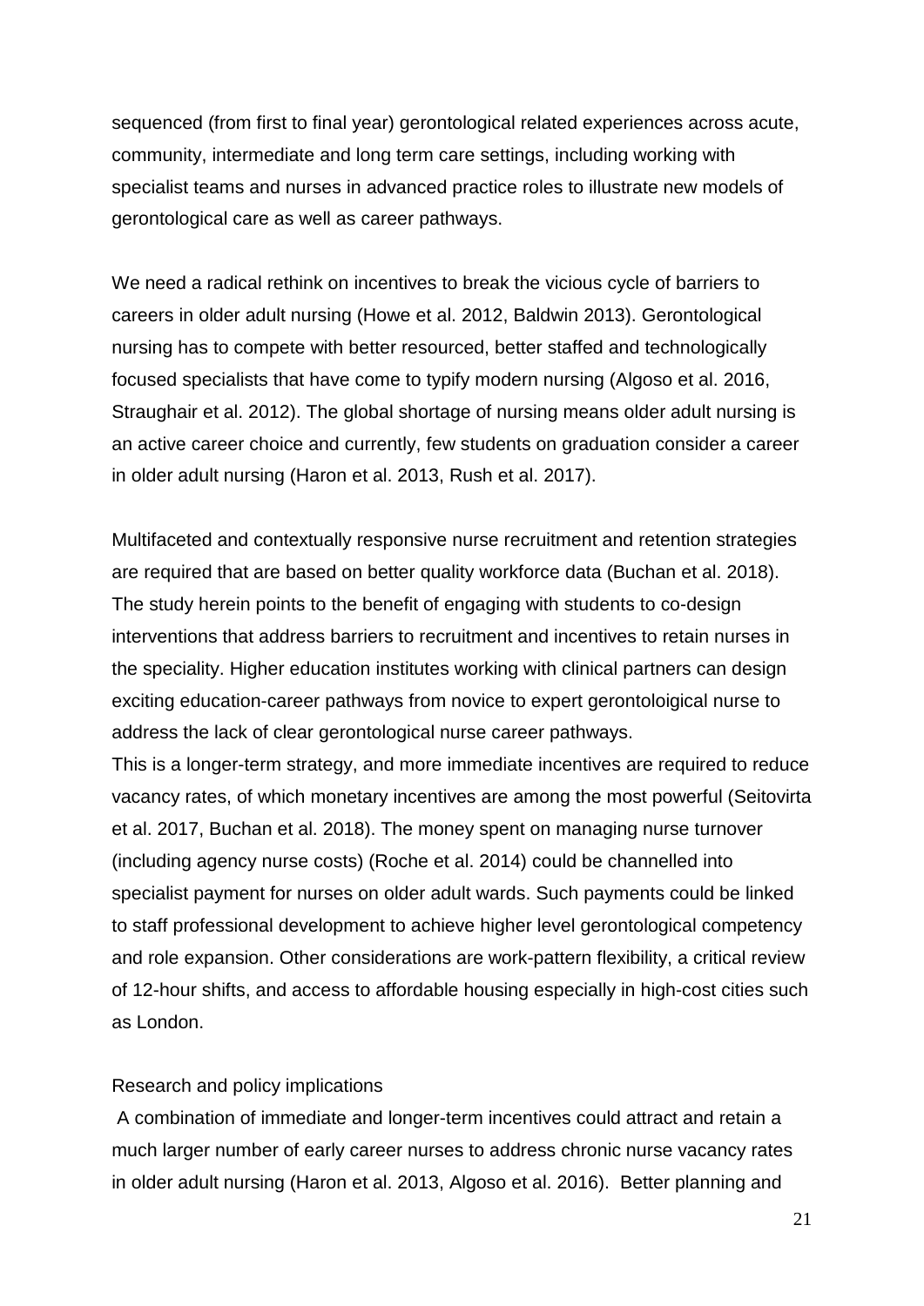sequenced (from first to final year) gerontological related experiences across acute, community, intermediate and long term care settings, including working with specialist teams and nurses in advanced practice roles to illustrate new models of gerontological care as well as career pathways.

We need a radical rethink on incentives to break the vicious cycle of barriers to careers in older adult nursing (Howe et al. 2012, Baldwin 2013). Gerontological nursing has to compete with better resourced, better staffed and technologically focused specialists that have come to typify modern nursing (Algoso et al. 2016, Straughair et al. 2012). The global shortage of nursing means older adult nursing is an active career choice and currently, few students on graduation consider a career in older adult nursing (Haron et al. 2013, Rush et al. 2017).

Multifaceted and contextually responsive nurse recruitment and retention strategies are required that are based on better quality workforce data (Buchan et al. 2018). The study herein points to the benefit of engaging with students to co-design interventions that address barriers to recruitment and incentives to retain nurses in the speciality. Higher education institutes working with clinical partners can design exciting education-career pathways from novice to expert gerontoloigical nurse to address the lack of clear gerontological nurse career pathways.
This is a longer-term strategy, and more immediate incentives are required to reduce vacancy rates, of which monetary incentives are among the most powerful (Seitovirta et al. 2017, Buchan et al. 2018). The money spent on managing nurse turnover (including agency nurse costs) (Roche et al. 2014) could be channelled into specialist payment for nurses on older adult wards. Such payments could be linked to staff professional development to achieve higher level gerontological competency and role expansion. Other considerations are work-pattern flexibility, a critical review of 12-hour shifts, and access to affordable housing especially in high-cost cities such as London.

## Research and policy implications

A combination of immediate and longer-term incentives could attract and retain a much larger number of early career nurses to address chronic nurse vacancy rates in older adult nursing (Haron et al. 2013, Algoso et al. 2016). Better planning and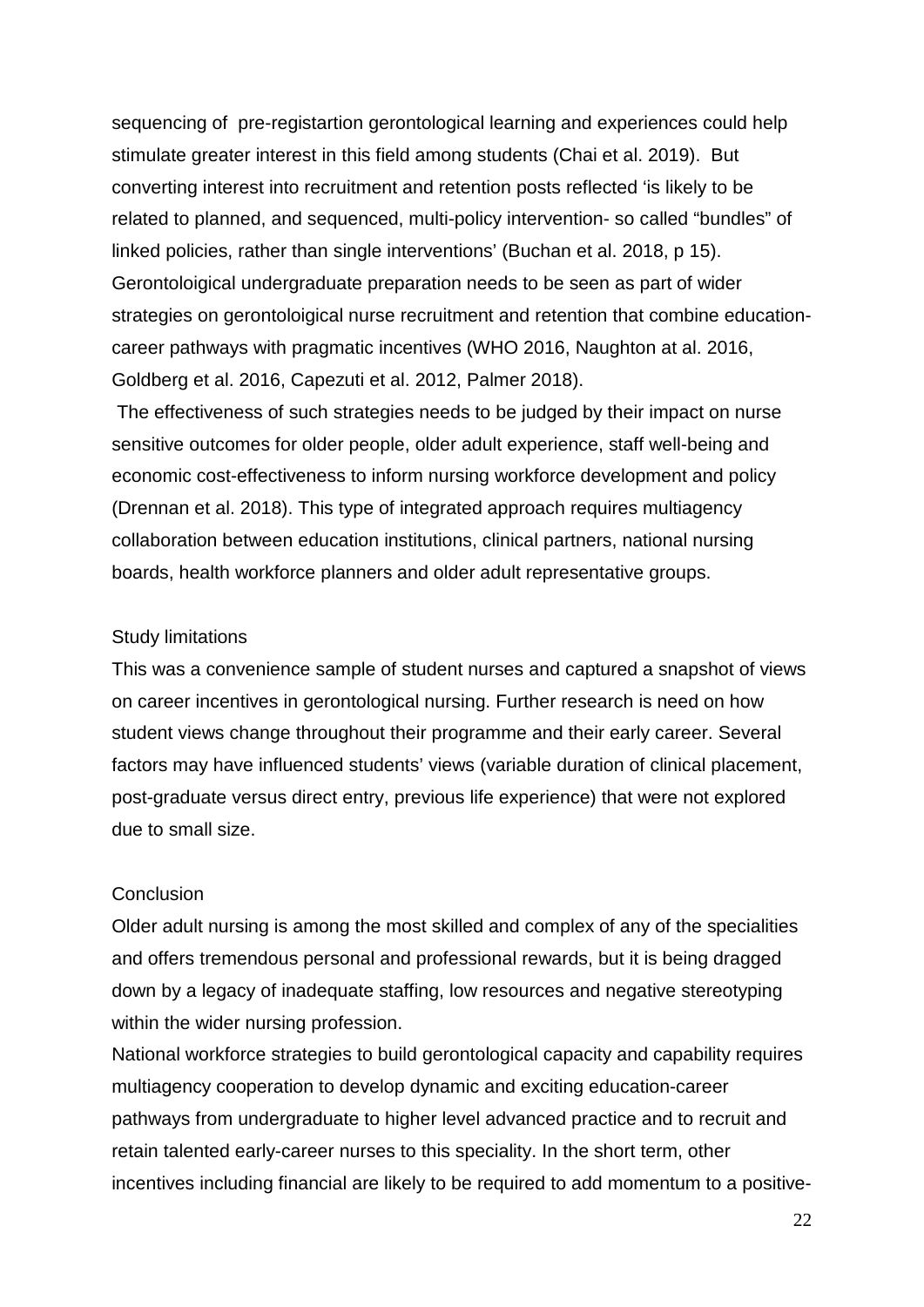sequencing of pre-registartion gerontological learning and experiences could help stimulate greater interest in this field among students (Chai et al. 2019). But converting interest into recruitment and retention posts reflected 'is likely to be related to planned, and sequenced, multi-policy intervention- so called "bundles" of linked policies, rather than single interventions' (Buchan et al. 2018, p 15). Gerontoloigical undergraduate preparation needs to be seen as part of wider strategies on gerontoloigical nurse recruitment and retention that combine education-career pathways with pragmatic incentives (WHO 2016, Naughton at al. 2016, Goldberg et al. 2016, Capezuti et al. 2012, Palmer 2018).

The effectiveness of such strategies needs to be judged by their impact on nurse sensitive outcomes for older people, older adult experience, staff well-being and economic cost-effectiveness to inform nursing workforce development and policy (Drennan et al. 2018). This type of integrated approach requires multiagency collaboration between education institutions, clinical partners, national nursing boards, health workforce planners and older adult representative groups.

## Study limitations

This was a convenience sample of student nurses and captured a snapshot of views on career incentives in gerontological nursing. Further research is need on how student views change throughout their programme and their early career. Several factors may have influenced students' views (variable duration of clinical placement, post-graduate versus direct entry, previous life experience) that were not explored due to small size.

## Conclusion

Older adult nursing is among the most skilled and complex of any of the specialities and offers tremendous personal and professional rewards, but it is being dragged down by a legacy of inadequate staffing, low resources and negative stereotyping within the wider nursing profession.

National workforce strategies to build gerontological capacity and capability requires multiagency cooperation to develop dynamic and exciting education-career pathways from undergraduate to higher level advanced practice and to recruit and retain talented early-career nurses to this speciality. In the short term, other incentives including financial are likely to be required to add momentum to a positive-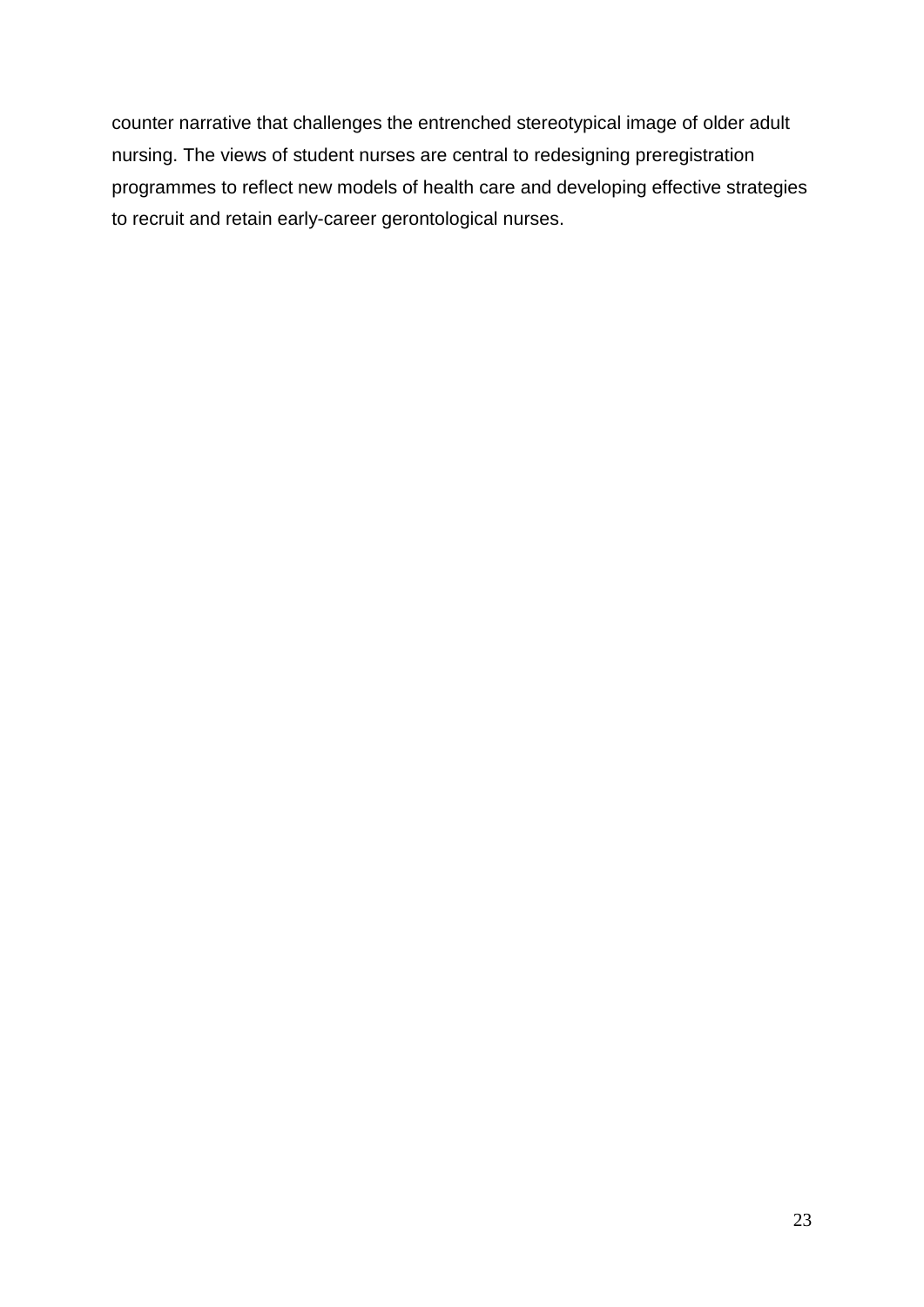counter narrative that challenges the entrenched stereotypical image of older adult nursing. The views of student nurses are central to redesigning preregistration programmes to reflect new models of health care and developing effective strategies to recruit and retain early-career gerontological nurses.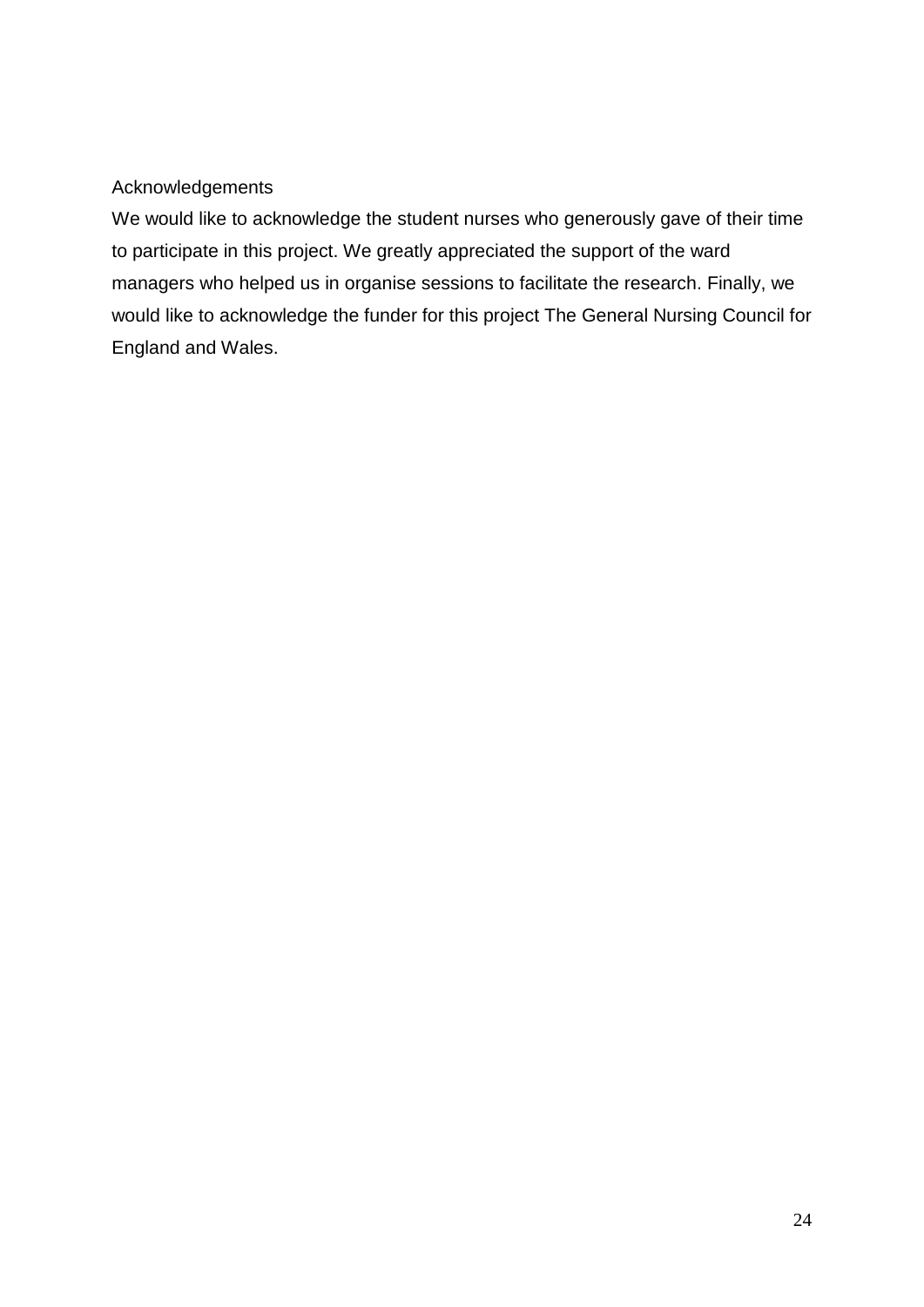## Acknowledgements

We would like to acknowledge the student nurses who generously gave of their time to participate in this project. We greatly appreciated the support of the ward managers who helped us in organise sessions to facilitate the research. Finally, we would like to acknowledge the funder for this project The General Nursing Council for England and Wales.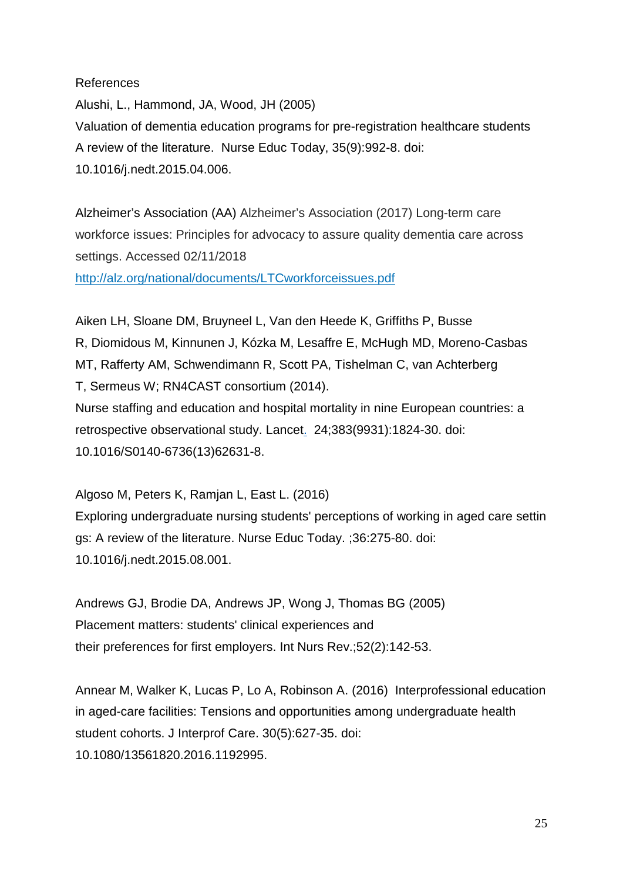References

Alushi, L., Hammond, JA, Wood, JH (2005)
Valuation of dementia education programs for pre-registration healthcare students A review of the literature. Nurse Educ Today, 35(9):992-8. doi: 10.1016/j.nedt.2015.04.006.

Alzheimer's Association (AA) Alzheimer's Association (2017) Long-term care workforce issues: Principles for advocacy to assure quality dementia care across settings. Accessed 02/11/2018
http://alz.org/national/documents/LTCworkforceissues.pdf

Aiken LH, Sloane DM, Bruyneel L, Van den Heede K, Griffiths P, Busse R, Diomidous M, Kinnunen J, Kózka M, Lesaffre E, McHugh MD, Moreno-Casbas MT, Rafferty AM, Schwendimann R, Scott PA, Tishelman C, van Achterberg T, Sermeus W; RN4CAST consortium (2014).
Nurse staffing and education and hospital mortality in nine European countries: a retrospective observational study. Lancet. 24;383(9931):1824-30. doi: 10.1016/S0140-6736(13)62631-8.

Algoso M, Peters K, Ramjan L, East L. (2016)
Exploring undergraduate nursing students' perceptions of working in aged care settin gs: A review of the literature. Nurse Educ Today. ;36:275-80. doi: 10.1016/j.nedt.2015.08.001.

Andrews GJ, Brodie DA, Andrews JP, Wong J, Thomas BG (2005)
Placement matters: students' clinical experiences and their preferences for first employers. Int Nurs Rev.;52(2):142-53.

Annear M, Walker K, Lucas P, Lo A, Robinson A. (2016) Interprofessional education in aged-care facilities: Tensions and opportunities among undergraduate health student cohorts. J Interprof Care. 30(5):627-35. doi: 10.1080/13561820.2016.1192995.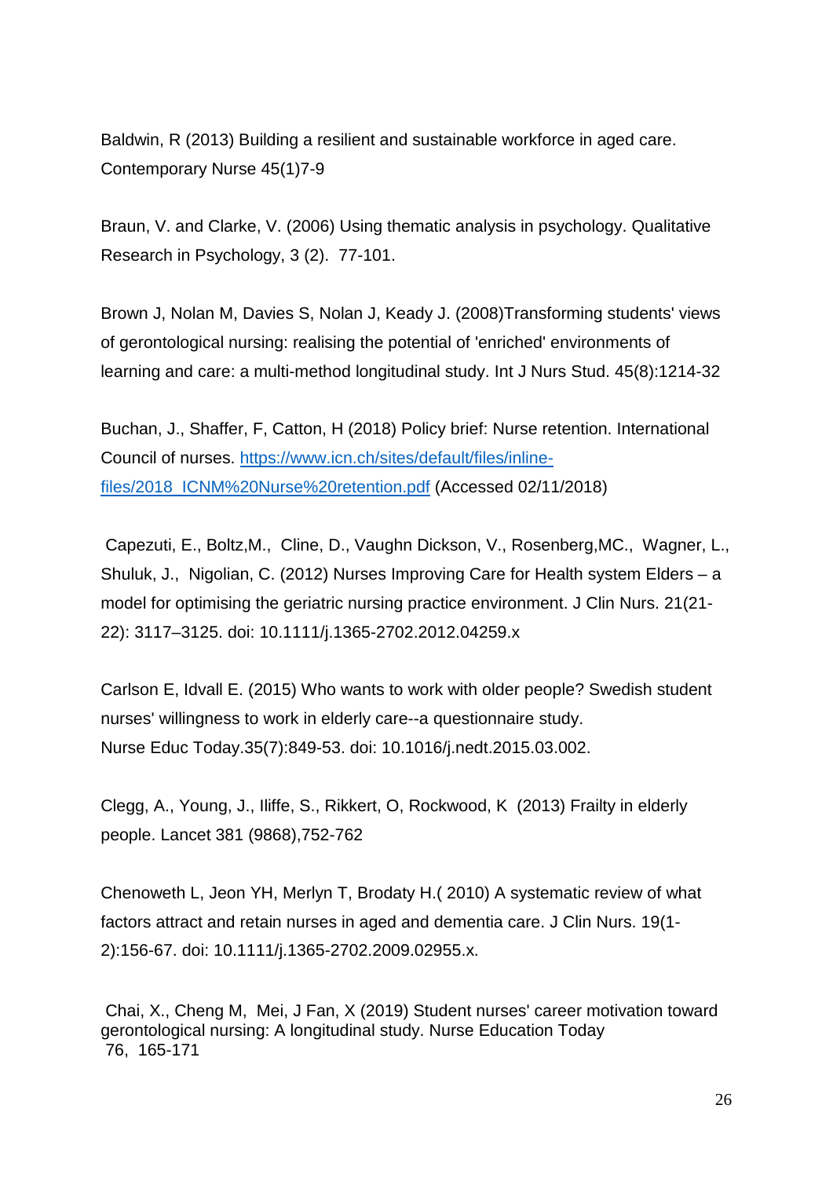Baldwin, R (2013) Building a resilient and sustainable workforce in aged care. Contemporary Nurse 45(1)7-9

Braun, V. and Clarke, V. (2006) Using thematic analysis in psychology. Qualitative Research in Psychology, 3 (2). 77-101.

Brown J, Nolan M, Davies S, Nolan J, Keady J. (2008)Transforming students' views of gerontological nursing: realising the potential of 'enriched' environments of learning and care: a multi-method longitudinal study. Int J Nurs Stud. 45(8):1214-32

Buchan, J., Shaffer, F, Catton, H (2018) Policy brief: Nurse retention. International Council of nurses. [https://www.icn.ch/sites/default/files/inline-files/2018_ICNM%20Nurse%20retention.pdf](https://www.icn.ch/sites/default/files/inline-files/2018_ICNM%20Nurse%20retention.pdf) (Accessed 02/11/2018)

Capezuti, E., Boltz,M., Cline, D., Vaughn Dickson, V., Rosenberg,MC., Wagner, L., Shuluk, J., Nigolian, C. (2012) Nurses Improving Care for Health system Elders – a model for optimising the geriatric nursing practice environment. J Clin Nurs. 21(21-22): 3117–3125. doi: 10.1111/j.1365-2702.2012.04259.x

Carlson E, Idvall E. (2015) Who wants to work with older people? Swedish student nurses' willingness to work in elderly care--a questionnaire study. Nurse Educ Today.35(7):849-53. doi: 10.1016/j.nedt.2015.03.002.

Clegg, A., Young, J., Iliffe, S., Rikkert, O, Rockwood, K (2013) Frailty in elderly people. Lancet 381 (9868),752-762

Chenoweth L, Jeon YH, Merlyn T, Brodaty H.( 2010) A systematic review of what factors attract and retain nurses in aged and dementia care. J Clin Nurs. 19(1-2):156-67. doi: 10.1111/j.1365-2702.2009.02955.x.

Chai, X., Cheng M, Mei, J Fan, X (2019) Student nurses' career motivation toward gerontological nursing: A longitudinal study. Nurse Education Today 76, 165-171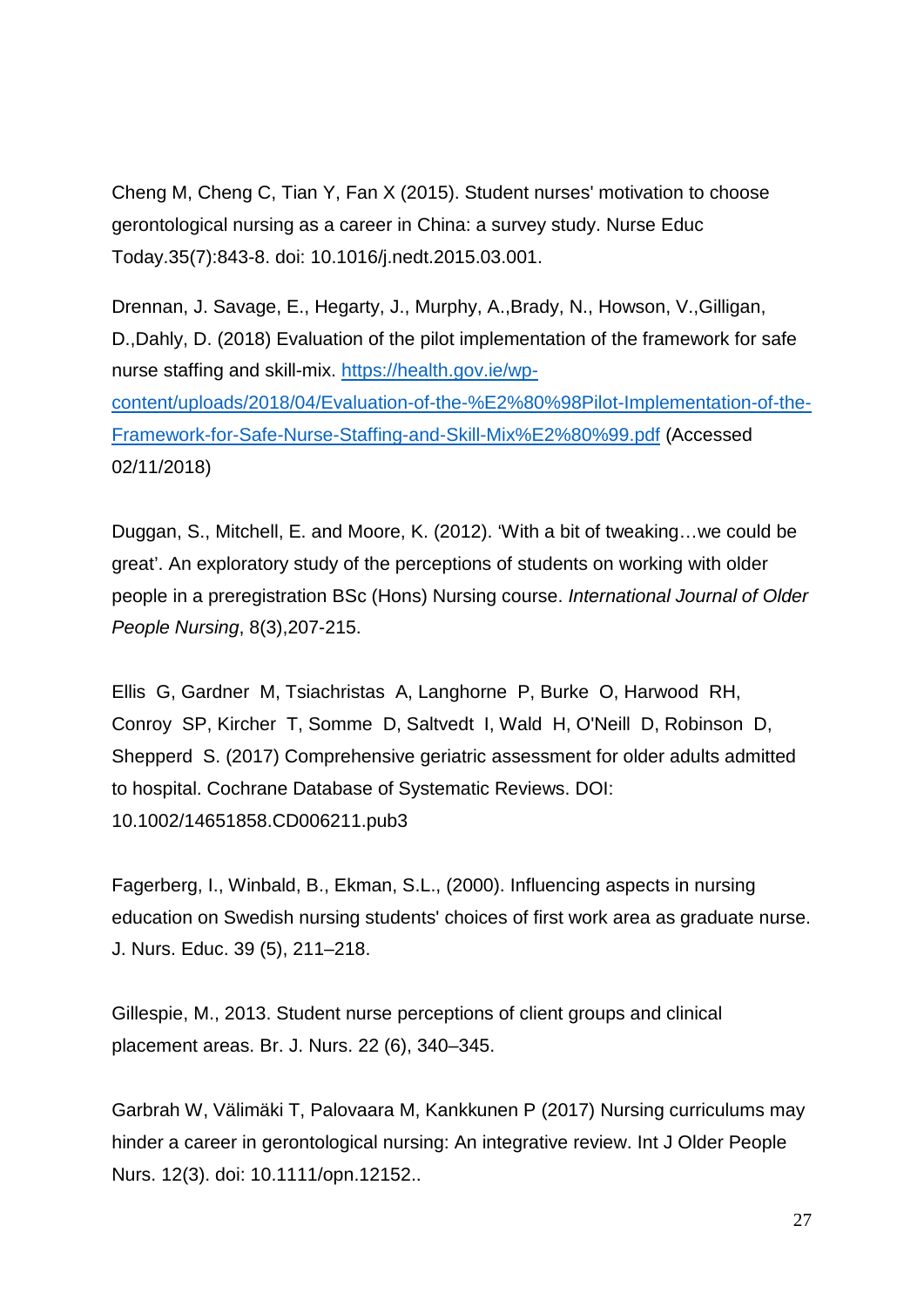Cheng M, Cheng C, Tian Y, Fan X (2015). Student nurses' motivation to choose gerontological nursing as a career in China: a survey study. Nurse Educ Today.35(7):843-8. doi: 10.1016/j.nedt.2015.03.001.

Drennan, J. Savage, E., Hegarty, J., Murphy, A.,Brady, N., Howson, V.,Gilligan, D.,Dahly, D. (2018) Evaluation of the pilot implementation of the framework for safe nurse staffing and skill-mix. https://health.gov.ie/wp-content/uploads/2018/04/Evaluation-of-the-%E2%80%98Pilot-Implementation-of-the-Framework-for-Safe-Nurse-Staffing-and-Skill-Mix%E2%80%99.pdf (Accessed 02/11/2018)

Duggan, S., Mitchell, E. and Moore, K. (2012). 'With a bit of tweaking…we could be great'. An exploratory study of the perceptions of students on working with older people in a preregistration BSc (Hons) Nursing course. *International Journal of Older People Nursing*, 8(3),207-215.

Ellis G, Gardner M, Tsiachristas A, Langhorne P, Burke O, Harwood RH, Conroy SP, Kircher T, Somme D, Saltvedt I, Wald H, O'Neill D, Robinson D, Shepperd S. (2017) Comprehensive geriatric assessment for older adults admitted to hospital. Cochrane Database of Systematic Reviews. DOI: 10.1002/14651858.CD006211.pub3

Fagerberg, I., Winbald, B., Ekman, S.L., (2000). Influencing aspects in nursing education on Swedish nursing students' choices of first work area as graduate nurse. J. Nurs. Educ. 39 (5), 211–218.

Gillespie, M., 2013. Student nurse perceptions of client groups and clinical placement areas. Br. J. Nurs. 22 (6), 340–345.

Garbrah W, Välimäki T, Palovaara M, Kankkunen P (2017) Nursing curriculums may hinder a career in gerontological nursing: An integrative review. Int J Older People Nurs. 12(3). doi: 10.1111/opn.12152..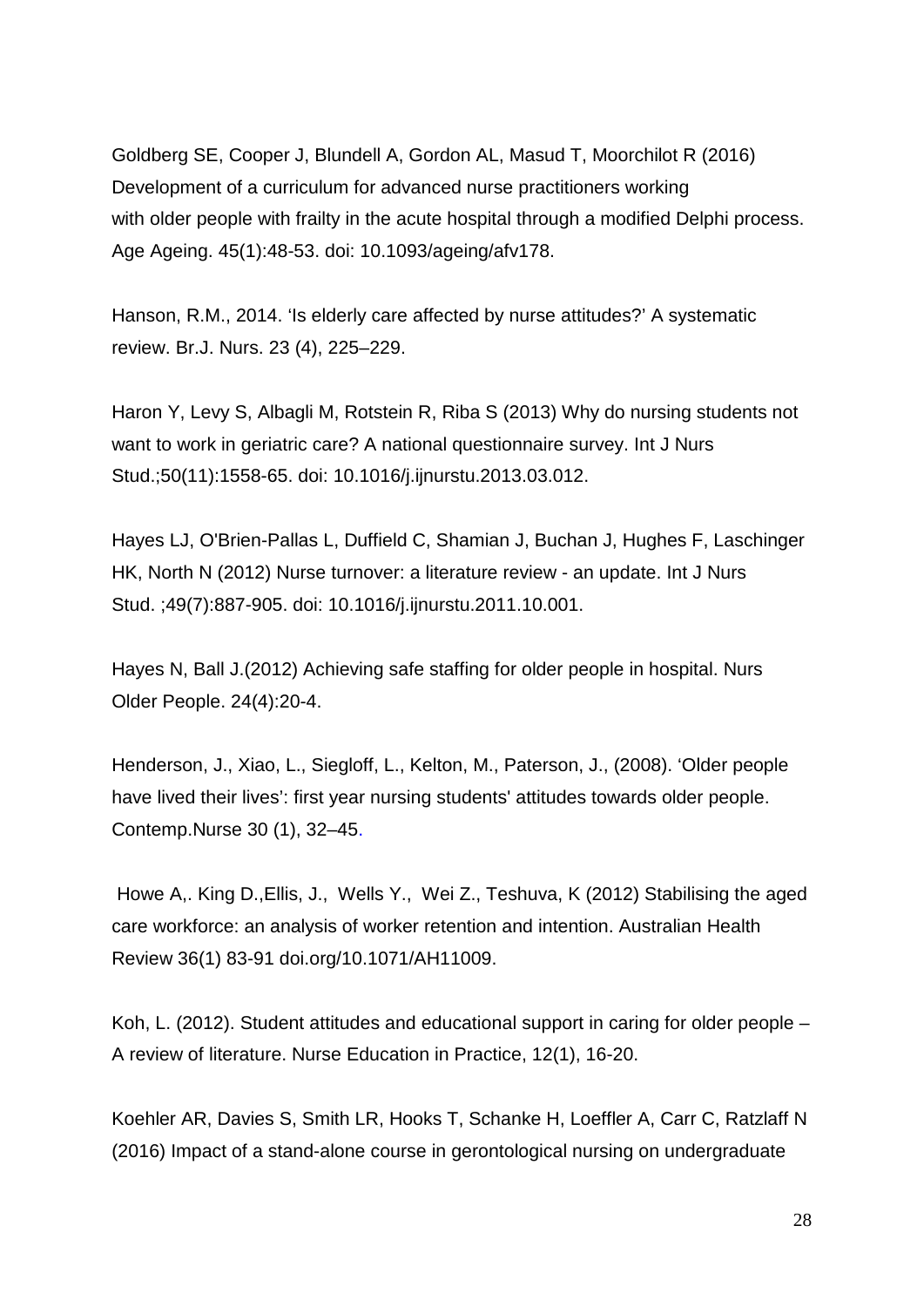Goldberg SE, Cooper J, Blundell A, Gordon AL, Masud T, Moorchilot R (2016) Development of a curriculum for advanced nurse practitioners working with older people with frailty in the acute hospital through a modified Delphi process. Age Ageing. 45(1):48-53. doi: 10.1093/ageing/afv178.

Hanson, R.M., 2014. 'Is elderly care affected by nurse attitudes?' A systematic review. Br.J. Nurs. 23 (4), 225–229.

Haron Y, Levy S, Albagli M, Rotstein R, Riba S (2013) Why do nursing students not want to work in geriatric care? A national questionnaire survey. Int J Nurs Stud.;50(11):1558-65. doi: 10.1016/j.ijnurstu.2013.03.012.

Hayes LJ, O'Brien-Pallas L, Duffield C, Shamian J, Buchan J, Hughes F, Laschinger HK, North N (2012) Nurse turnover: a literature review - an update. Int J Nurs Stud. ;49(7):887-905. doi: 10.1016/j.ijnurstu.2011.10.001.

Hayes N, Ball J.(2012) Achieving safe staffing for older people in hospital. Nurs Older People. 24(4):20-4.

Henderson, J., Xiao, L., Siegloff, L., Kelton, M., Paterson, J., (2008). 'Older people have lived their lives': first year nursing students' attitudes towards older people. Contemp.Nurse 30 (1), 32–45.

Howe A,. King D.,Ellis, J., Wells Y., Wei Z., Teshuva, K (2012) Stabilising the aged care workforce: an analysis of worker retention and intention. Australian Health Review 36(1) 83-91 doi.org/10.1071/AH11009.

Koh, L. (2012). Student attitudes and educational support in caring for older people – A review of literature. Nurse Education in Practice, 12(1), 16-20.

Koehler AR, Davies S, Smith LR, Hooks T, Schanke H, Loeffler A, Carr C, Ratzlaff N (2016) Impact of a stand-alone course in gerontological nursing on undergraduate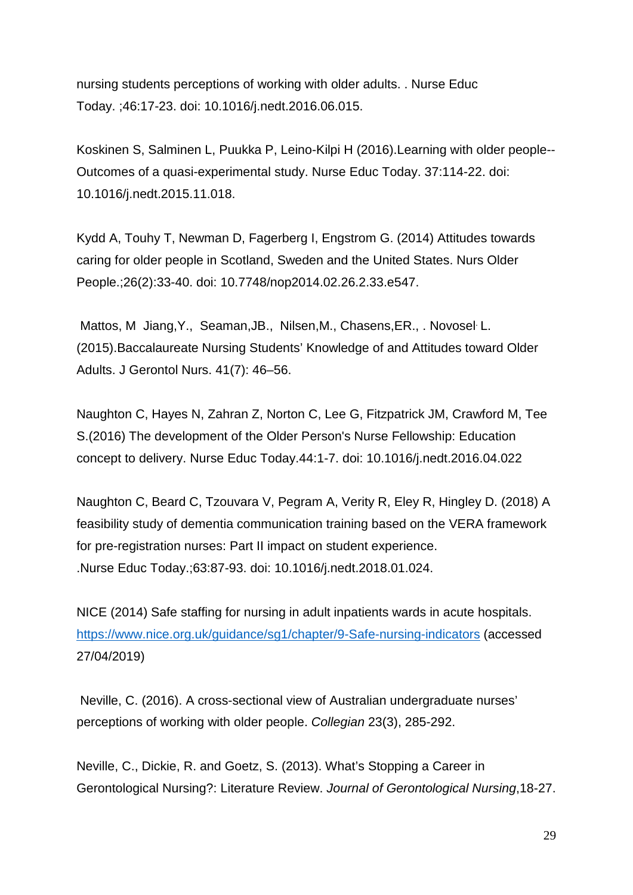nursing students perceptions of working with older adults. . Nurse Educ Today. ;46:17-23. doi: 10.1016/j.nedt.2016.06.015.

Koskinen S, Salminen L, Puukka P, Leino-Kilpi H (2016).Learning with older people--Outcomes of a quasi-experimental study. Nurse Educ Today. 37:114-22. doi: 10.1016/j.nedt.2015.11.018.

Kydd A, Touhy T, Newman D, Fagerberg I, Engstrom G. (2014) Attitudes towards caring for older people in Scotland, Sweden and the United States. Nurs Older People.;26(2):33-40. doi: 10.7748/nop2014.02.26.2.33.e547.

Mattos, M Jiang,Y., Seaman,JB., Nilsen,M., Chasens,ER., . Novosel. L. (2015).Baccalaureate Nursing Students' Knowledge of and Attitudes toward Older Adults. J Gerontol Nurs. 41(7): 46–56.

Naughton C, Hayes N, Zahran Z, Norton C, Lee G, Fitzpatrick JM, Crawford M, Tee S.(2016) The development of the Older Person's Nurse Fellowship: Education concept to delivery. Nurse Educ Today.44:1-7. doi: 10.1016/j.nedt.2016.04.022

Naughton C, Beard C, Tzouvara V, Pegram A, Verity R, Eley R, Hingley D. (2018) A feasibility study of dementia communication training based on the VERA framework for pre-registration nurses: Part II impact on student experience. .Nurse Educ Today.;63:87-93. doi: 10.1016/j.nedt.2018.01.024.

NICE (2014) Safe staffing for nursing in adult inpatients wards in acute hospitals. https://www.nice.org.uk/guidance/sg1/chapter/9-Safe-nursing-indicators (accessed 27/04/2019)

Neville, C. (2016). A cross-sectional view of Australian undergraduate nurses' perceptions of working with older people. *Collegian* 23(3), 285-292.

Neville, C., Dickie, R. and Goetz, S. (2013). What's Stopping a Career in Gerontological Nursing?: Literature Review. *Journal of Gerontological Nursing*,18-27.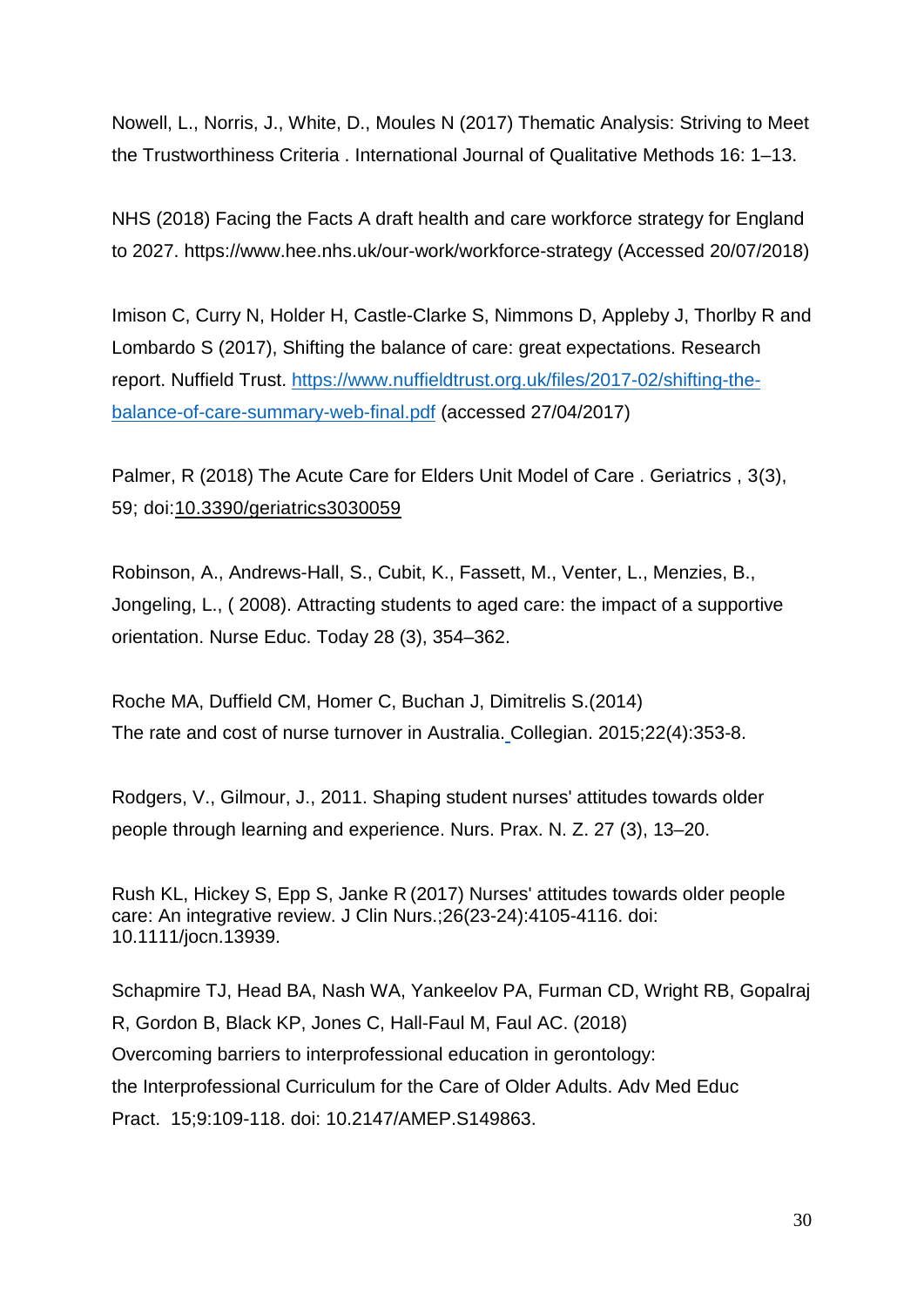Nowell, L., Norris, J., White, D., Moules N (2017) Thematic Analysis: Striving to Meet the Trustworthiness Criteria . International Journal of Qualitative Methods 16: 1–13.

NHS (2018) Facing the Facts A draft health and care workforce strategy for England to 2027. https://www.hee.nhs.uk/our-work/workforce-strategy (Accessed 20/07/2018)

Imison C, Curry N, Holder H, Castle-Clarke S, Nimmons D, Appleby J, Thorlby R and Lombardo S (2017), Shifting the balance of care: great expectations. Research report. Nuffield Trust. https://www.nuffieldtrust.org.uk/files/2017-02/shifting-the-balance-of-care-summary-web-final.pdf (accessed 27/04/2017)

Palmer, R (2018) The Acute Care for Elders Unit Model of Care . Geriatrics , 3(3), 59; doi:10.3390/geriatrics3030059

Robinson, A., Andrews-Hall, S., Cubit, K., Fassett, M., Venter, L., Menzies, B., Jongeling, L., ( 2008). Attracting students to aged care: the impact of a supportive orientation. Nurse Educ. Today 28 (3), 354–362.

Roche MA, Duffield CM, Homer C, Buchan J, Dimitrelis S.(2014)
The rate and cost of nurse turnover in Australia. Collegian. 2015;22(4):353-8.

Rodgers, V., Gilmour, J., 2011. Shaping student nurses' attitudes towards older people through learning and experience. Nurs. Prax. N. Z. 27 (3), 13–20.

Rush KL, Hickey S, Epp S, Janke R (2017) Nurses' attitudes towards older people care: An integrative review. J Clin Nurs.;26(23-24):4105-4116. doi: 10.1111/jocn.13939.

Schapmire TJ, Head BA, Nash WA, Yankeelov PA, Furman CD, Wright RB, Gopalraj R, Gordon B, Black KP, Jones C, Hall-Faul M, Faul AC. (2018)
Overcoming barriers to interprofessional education in gerontology:
the Interprofessional Curriculum for the Care of Older Adults. Adv Med Educ Pract. 15;9:109-118. doi: 10.2147/AMEP.S149863.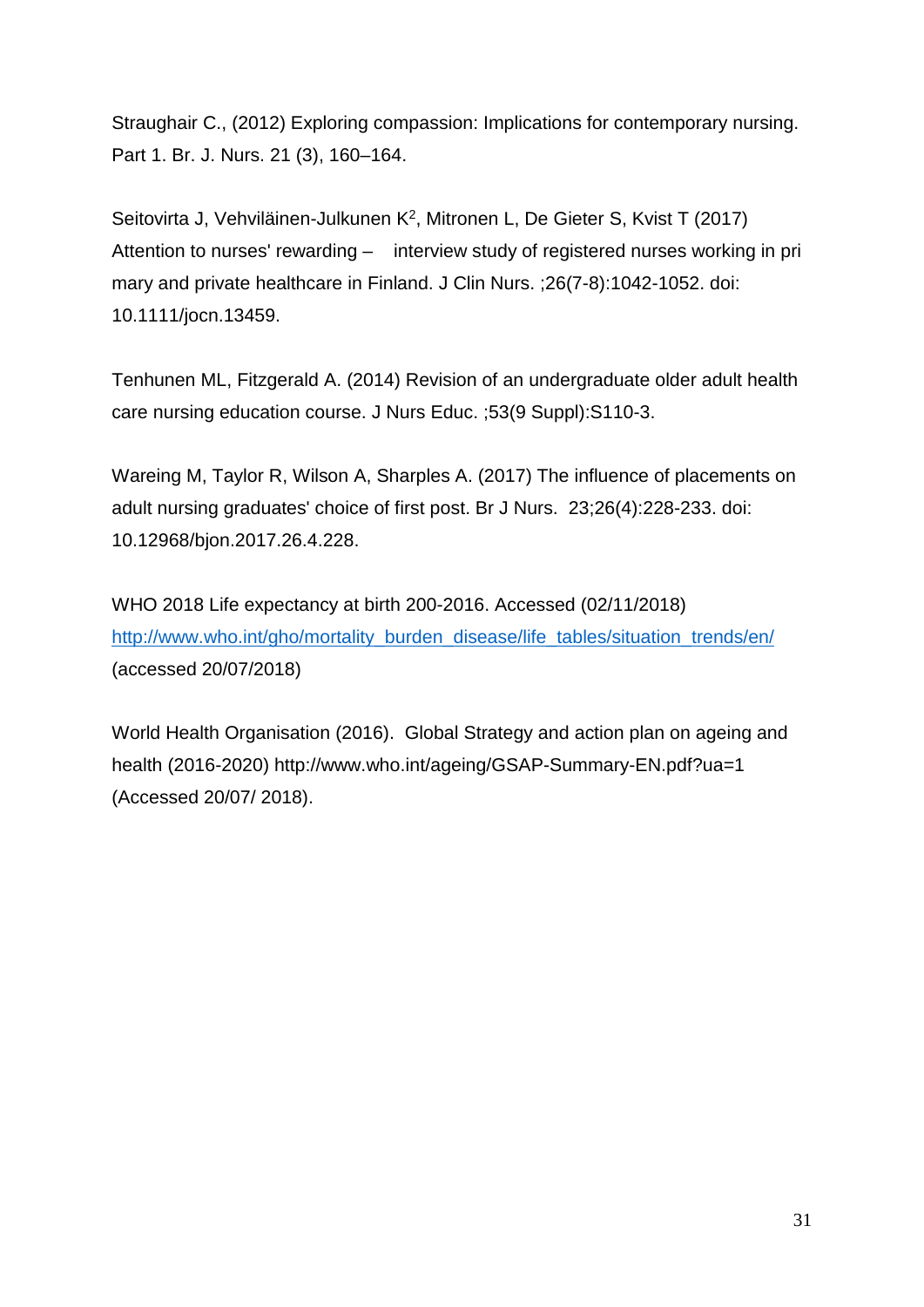Straughair C., (2012) Exploring compassion: Implications for contemporary nursing. Part 1. Br. J. Nurs. 21 (3), 160–164.

Seitovirta J, Vehviläinen-Julkunen K[2], Mitronen L, De Gieter S, Kvist T (2017) Attention to nurses' rewarding – interview study of registered nurses working in pri mary and private healthcare in Finland. J Clin Nurs. ;26(7-8):1042-1052. doi: 10.1111/jocn.13459.

Tenhunen ML, Fitzgerald A. (2014) Revision of an undergraduate older adult health care nursing education course. J Nurs Educ. ;53(9 Suppl):S110-3.

Wareing M, Taylor R, Wilson A, Sharples A. (2017) The influence of placements on adult nursing graduates' choice of first post. Br J Nurs. 23;26(4):228-233. doi: 10.12968/bjon.2017.26.4.228.

WHO 2018 Life expectancy at birth 200-2016. Accessed (02/11/2018) http://www.who.int/gho/mortality_burden_disease/life_tables/situation_trends/en/ (accessed 20/07/2018)

World Health Organisation (2016). Global Strategy and action plan on ageing and health (2016-2020) http://www.who.int/ageing/GSAP-Summary-EN.pdf?ua=1 (Accessed 20/07/ 2018).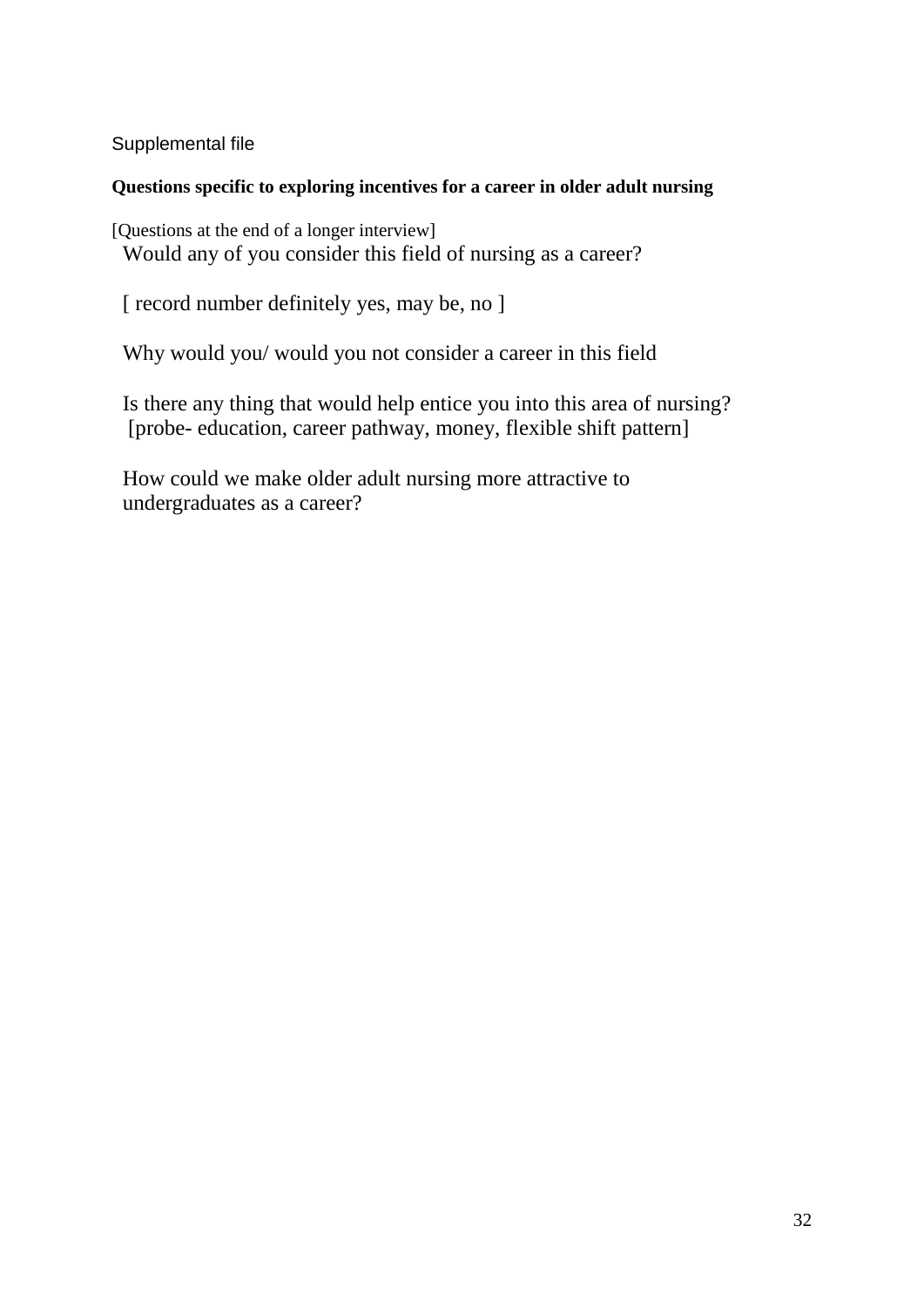Supplemental file

**Questions specific to exploring incentives for a career in older adult nursing**

[Questions at the end of a longer interview]

Would any of you consider this field of nursing as a career?

[ record number definitely yes, may be, no ]

Why would you/ would you not consider a career in this field

Is there any thing that would help entice you into this area of nursing?
[probe- education, career pathway, money, flexible shift pattern]

How could we make older adult nursing more attractive to undergraduates as a career?